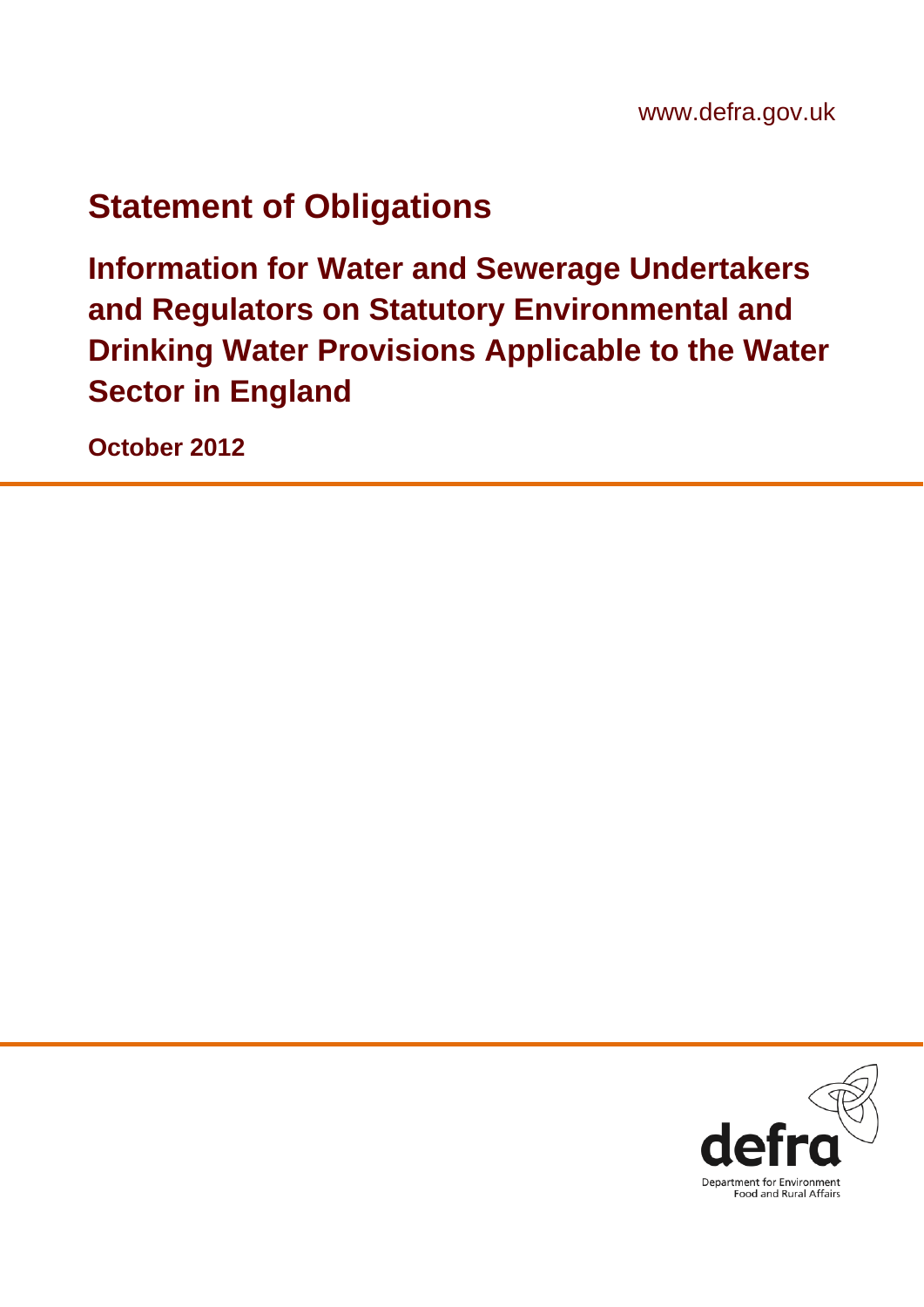www.defra.gov.uk

# Statement of Obligations

## Information for Water and Sewerage Undertakers and Regulators on Statutory Environmental and Drinking Water Provisions Applicable to the Water Sector in England

**October 2012**

defra

Department for Environment Food and Rural Affairs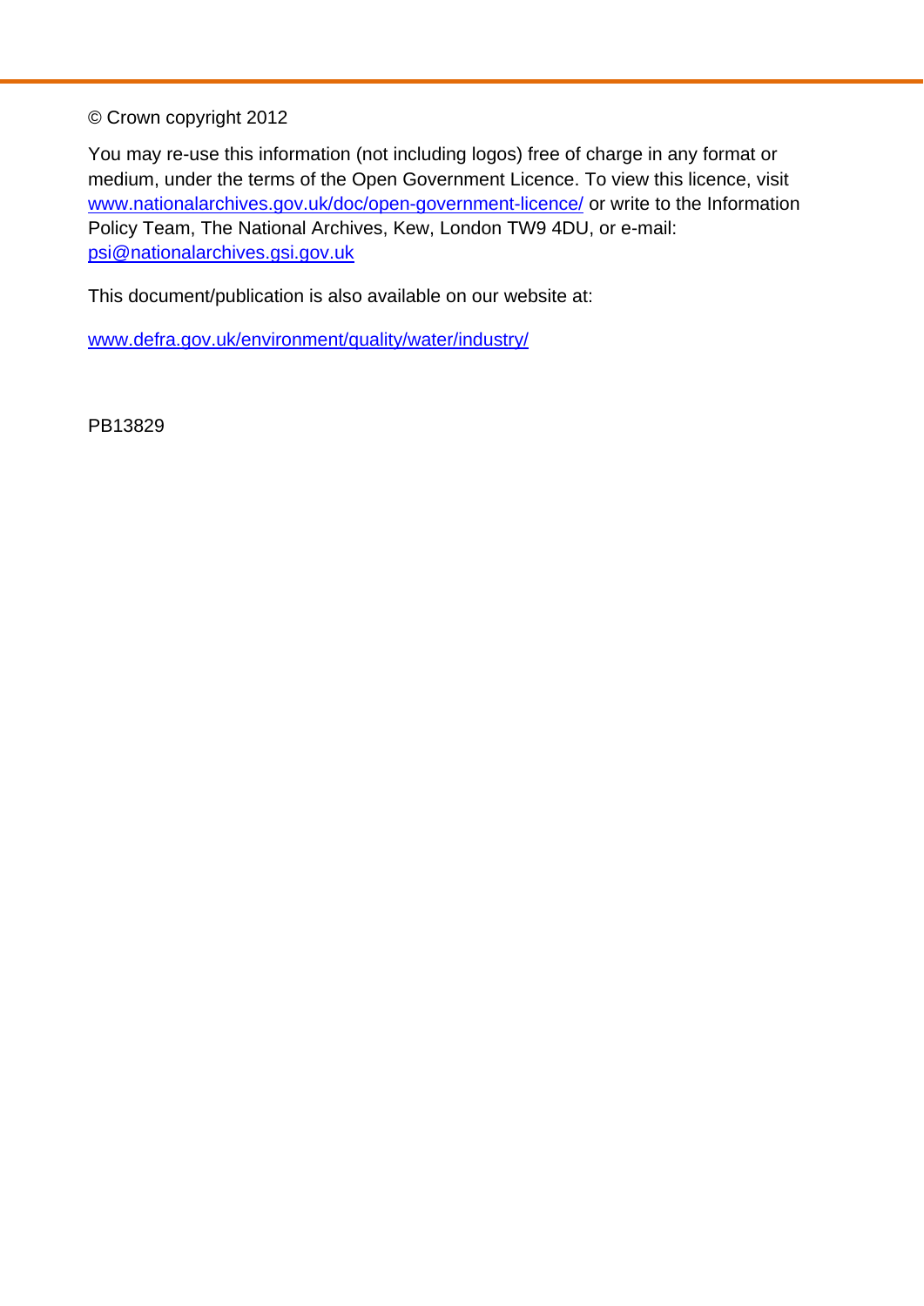© Crown copyright 2012

You may re-use this information (not including logos) free of charge in any format or medium, under the terms of the Open Government Licence. To view this licence, visit www.nationalarchives.gov.uk/doc/open-government-licence/ or write to the Information Policy Team, The National Archives, Kew, London TW9 4DU, or e-mail: psi@nationalarchives.gsi.gov.uk

This document/publication is also available on our website at:

www.defra.gov.uk/environment/quality/water/industry/

PB13829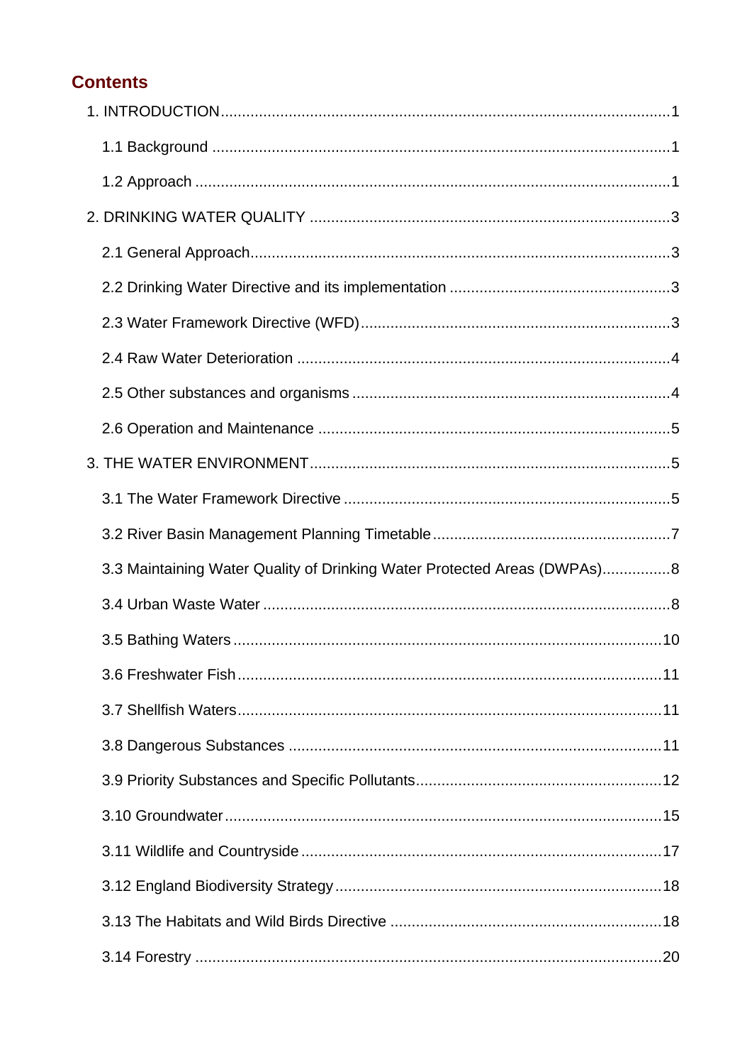## Contents

1. INTRODUCTION ........................................................................................................ 1
   - 1.1 Background ........................................................................................................ 1
   - 1.2 Approach ........................................................................................................ 1
2. DRINKING WATER QUALITY ........................................................................................ 3
   - 2.1 General Approach ........................................................................................................ 3
   - 2.2 Drinking Water Directive and its implementation ........................................................ 3
   - 2.3 Water Framework Directive (WFD) ........................................................................ 3
   - 2.4 Raw Water Deterioration ........................................................................................ 4
   - 2.5 Other substances and organisms ........................................................................ 4
   - 2.6 Operation and Maintenance ........................................................................................ 5
3. THE WATER ENVIRONMENT ........................................................................................ 5
   - 3.1 The Water Framework Directive ........................................................................ 5
   - 3.2 River Basin Management Planning Timetable ........................................................ 7
   - 3.3 Maintaining Water Quality of Drinking Water Protected Areas (DWPAs) ................ 8
   - 3.4 Urban Waste Water ........................................................................................ 8
   - 3.5 Bathing Waters ........................................................................................................ 10
   - 3.6 Freshwater Fish ........................................................................................................ 11
   - 3.7 Shellfish Waters ........................................................................................................ 11
   - 3.8 Dangerous Substances ........................................................................................ 11
   - 3.9 Priority Substances and Specific Pollutants ........................................................ 12
   - 3.10 Groundwater ........................................................................................................ 15
   - 3.11 Wildlife and Countryside ........................................................................................ 17
   - 3.12 England Biodiversity Strategy ........................................................................ 18
   - 3.13 The Habitats and Wild Birds Directive ........................................................ 18
   - 3.14 Forestry ........................................................................................................ 20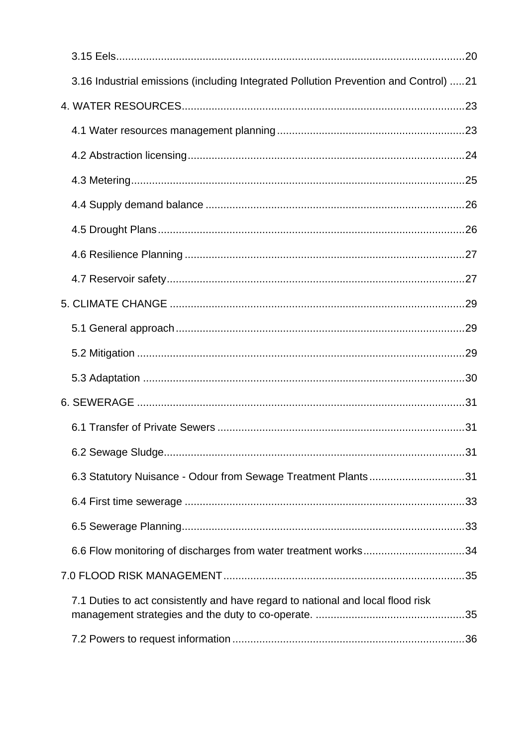3.15 Eels....................................................................................................................20

3.16 Industrial emissions (including Integrated Pollution Prevention and Control) .....21

4. WATER RESOURCES..............................................................................................23

4.1 Water resources management planning ..............................................................23

4.2 Abstraction licensing............................................................................................24

4.3 Metering...............................................................................................................25

4.4 Supply demand balance ......................................................................................26

4.5 Drought Plans......................................................................................................26

4.6 Resilience Planning .............................................................................................27

4.7 Reservoir safety...................................................................................................27

5. CLIMATE CHANGE ..................................................................................................29

5.1 General approach................................................................................................29

5.2 Mitigation .............................................................................................................29

5.3 Adaptation ...........................................................................................................30

6. SEWERAGE .............................................................................................................31

6.1 Transfer of Private Sewers ..................................................................................31

6.2 Sewage Sludge....................................................................................................31

6.3 Statutory Nuisance - Odour from Sewage Treatment Plants................................31

6.4 First time sewerage .............................................................................................33

6.5 Sewerage Planning..............................................................................................33

6.6 Flow monitoring of discharges from water treatment works..................................34

7.0 FLOOD RISK MANAGEMENT................................................................................35

7.1 Duties to act consistently and have regard to national and local flood risk management strategies and the duty to co-operate. .................................................35

7.2 Powers to request information.............................................................................36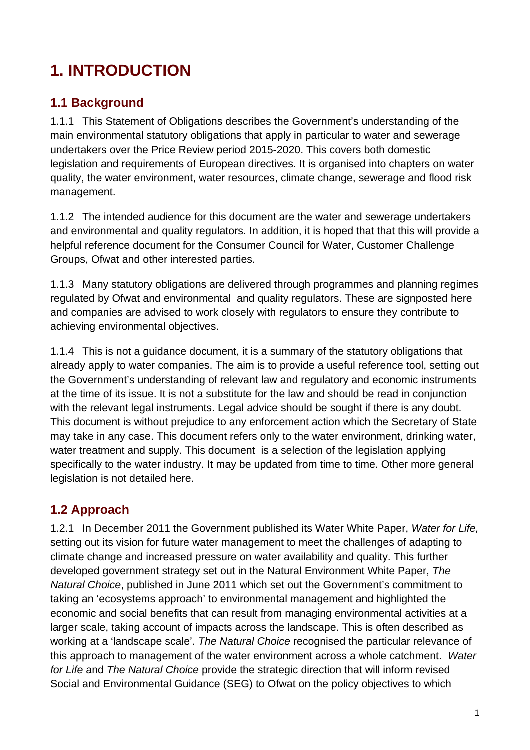# 1. INTRODUCTION

## 1.1 Background

1.1.1 This Statement of Obligations describes the Government's understanding of the main environmental statutory obligations that apply in particular to water and sewerage undertakers over the Price Review period 2015-2020. This covers both domestic legislation and requirements of European directives. It is organised into chapters on water quality, the water environment, water resources, climate change, sewerage and flood risk management.

1.1.2 The intended audience for this document are the water and sewerage undertakers and environmental and quality regulators. In addition, it is hoped that that this will provide a helpful reference document for the Consumer Council for Water, Customer Challenge Groups, Ofwat and other interested parties.

1.1.3 Many statutory obligations are delivered through programmes and planning regimes regulated by Ofwat and environmental and quality regulators. These are signposted here and companies are advised to work closely with regulators to ensure they contribute to achieving environmental objectives.

1.1.4 This is not a guidance document, it is a summary of the statutory obligations that already apply to water companies. The aim is to provide a useful reference tool, setting out the Government's understanding of relevant law and regulatory and economic instruments at the time of its issue. It is not a substitute for the law and should be read in conjunction with the relevant legal instruments. Legal advice should be sought if there is any doubt. This document is without prejudice to any enforcement action which the Secretary of State may take in any case. This document refers only to the water environment, drinking water, water treatment and supply. This document is a selection of the legislation applying specifically to the water industry. It may be updated from time to time. Other more general legislation is not detailed here.

## 1.2 Approach

1.2.1 In December 2011 the Government published its Water White Paper, *Water for Life,* setting out its vision for future water management to meet the challenges of adapting to climate change and increased pressure on water availability and quality. This further developed government strategy set out in the Natural Environment White Paper, *The Natural Choice*, published in June 2011 which set out the Government's commitment to taking an 'ecosystems approach' to environmental management and highlighted the economic and social benefits that can result from managing environmental activities at a larger scale, taking account of impacts across the landscape. This is often described as working at a 'landscape scale'. *The Natural Choice* recognised the particular relevance of this approach to management of the water environment across a whole catchment. *Water for Life* and *The Natural Choice* provide the strategic direction that will inform revised Social and Environmental Guidance (SEG) to Ofwat on the policy objectives to which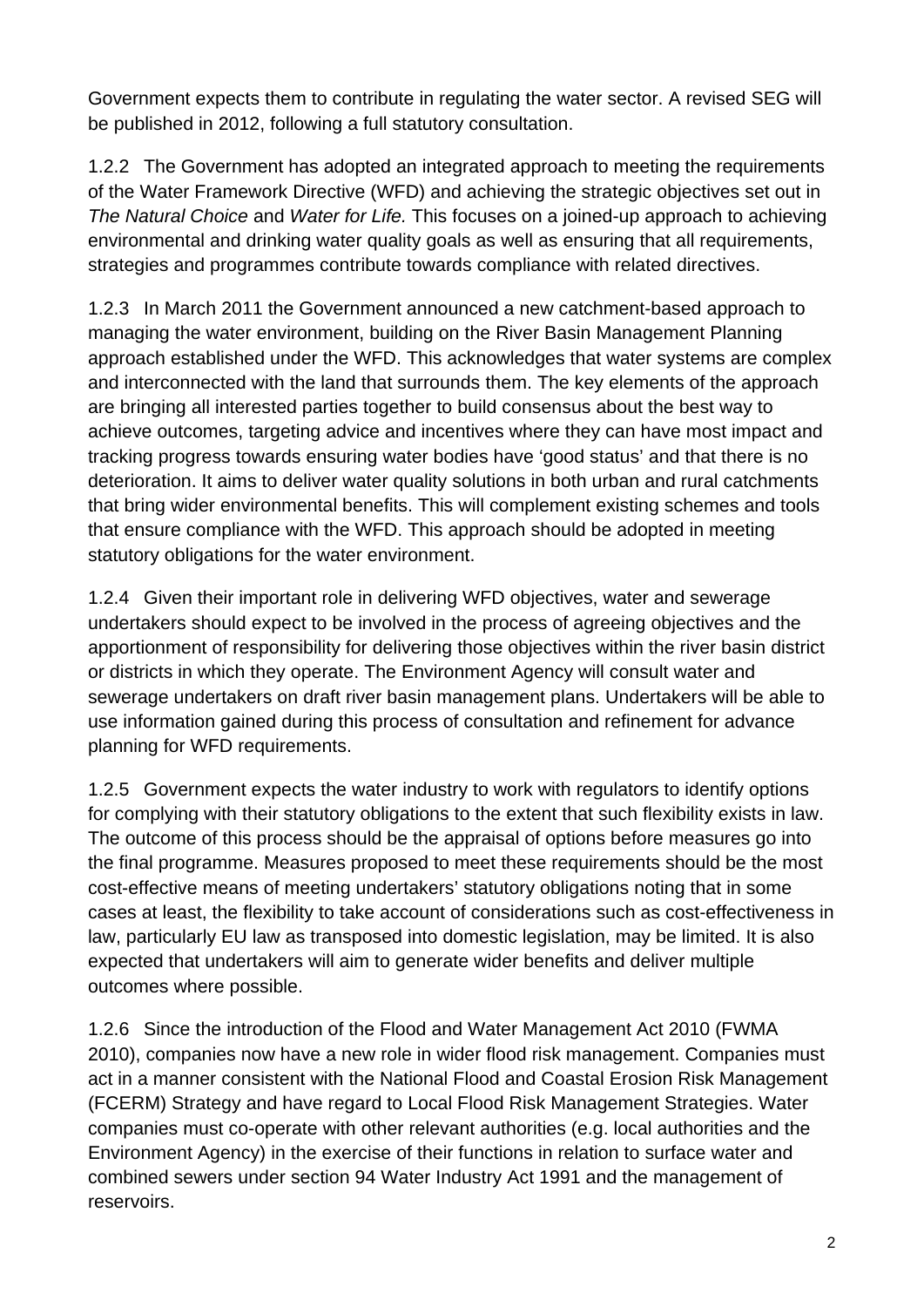Government expects them to contribute in regulating the water sector. A revised SEG will be published in 2012, following a full statutory consultation.

1.2.2 The Government has adopted an integrated approach to meeting the requirements of the Water Framework Directive (WFD) and achieving the strategic objectives set out in *The Natural Choice* and *Water for Life.* This focuses on a joined-up approach to achieving environmental and drinking water quality goals as well as ensuring that all requirements, strategies and programmes contribute towards compliance with related directives.

1.2.3 In March 2011 the Government announced a new catchment-based approach to managing the water environment, building on the River Basin Management Planning approach established under the WFD. This acknowledges that water systems are complex and interconnected with the land that surrounds them. The key elements of the approach are bringing all interested parties together to build consensus about the best way to achieve outcomes, targeting advice and incentives where they can have most impact and tracking progress towards ensuring water bodies have 'good status' and that there is no deterioration. It aims to deliver water quality solutions in both urban and rural catchments that bring wider environmental benefits. This will complement existing schemes and tools that ensure compliance with the WFD. This approach should be adopted in meeting statutory obligations for the water environment.

1.2.4 Given their important role in delivering WFD objectives, water and sewerage undertakers should expect to be involved in the process of agreeing objectives and the apportionment of responsibility for delivering those objectives within the river basin district or districts in which they operate. The Environment Agency will consult water and sewerage undertakers on draft river basin management plans. Undertakers will be able to use information gained during this process of consultation and refinement for advance planning for WFD requirements.

1.2.5 Government expects the water industry to work with regulators to identify options for complying with their statutory obligations to the extent that such flexibility exists in law. The outcome of this process should be the appraisal of options before measures go into the final programme. Measures proposed to meet these requirements should be the most cost-effective means of meeting undertakers' statutory obligations noting that in some cases at least, the flexibility to take account of considerations such as cost-effectiveness in law, particularly EU law as transposed into domestic legislation, may be limited. It is also expected that undertakers will aim to generate wider benefits and deliver multiple outcomes where possible.

1.2.6 Since the introduction of the Flood and Water Management Act 2010 (FWMA 2010), companies now have a new role in wider flood risk management. Companies must act in a manner consistent with the National Flood and Coastal Erosion Risk Management (FCERM) Strategy and have regard to Local Flood Risk Management Strategies. Water companies must co-operate with other relevant authorities (e.g. local authorities and the Environment Agency) in the exercise of their functions in relation to surface water and combined sewers under section 94 Water Industry Act 1991 and the management of reservoirs.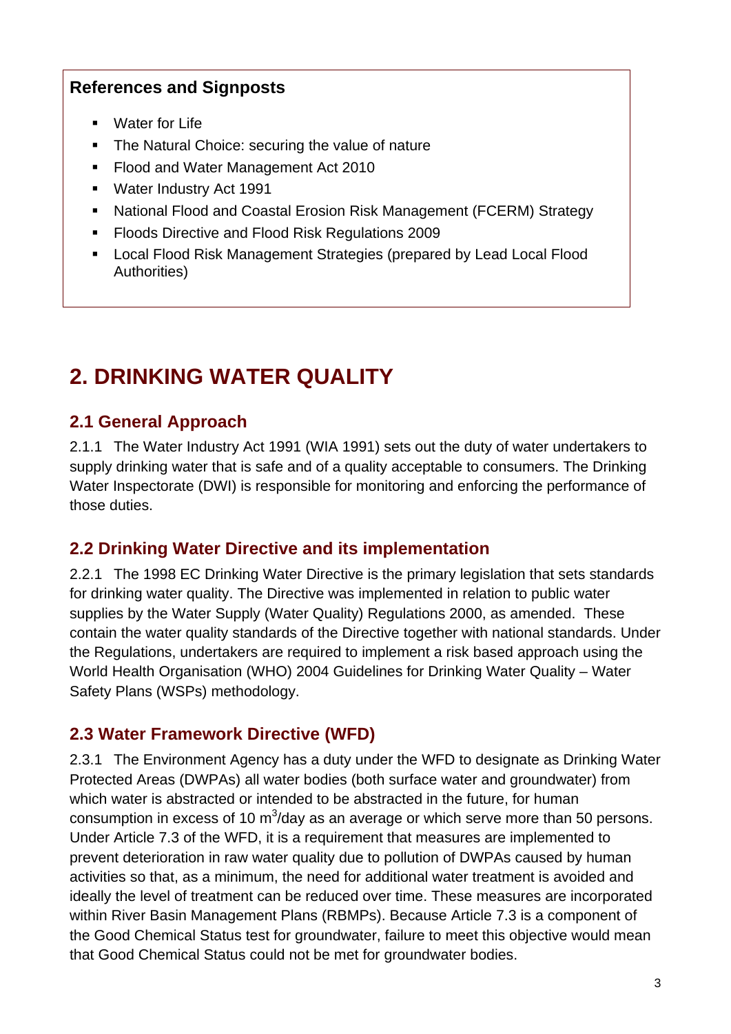**References and Signposts**

- Water for Life
- The Natural Choice: securing the value of nature
- Flood and Water Management Act 2010
- Water Industry Act 1991
- National Flood and Coastal Erosion Risk Management (FCERM) Strategy
- Floods Directive and Flood Risk Regulations 2009
- Local Flood Risk Management Strategies (prepared by Lead Local Flood Authorities)

# 2. DRINKING WATER QUALITY

## 2.1 General Approach

2.1.1 The Water Industry Act 1991 (WIA 1991) sets out the duty of water undertakers to supply drinking water that is safe and of a quality acceptable to consumers. The Drinking Water Inspectorate (DWI) is responsible for monitoring and enforcing the performance of those duties.

## 2.2 Drinking Water Directive and its implementation

2.2.1 The 1998 EC Drinking Water Directive is the primary legislation that sets standards for drinking water quality. The Directive was implemented in relation to public water supplies by the Water Supply (Water Quality) Regulations 2000, as amended. These contain the water quality standards of the Directive together with national standards. Under the Regulations, undertakers are required to implement a risk based approach using the World Health Organisation (WHO) 2004 Guidelines for Drinking Water Quality – Water Safety Plans (WSPs) methodology.

## 2.3 Water Framework Directive (WFD)

2.3.1 The Environment Agency has a duty under the WFD to designate as Drinking Water Protected Areas (DWPAs) all water bodies (both surface water and groundwater) from which water is abstracted or intended to be abstracted in the future, for human consumption in excess of 10 $m^3$/day as an average or which serve more than 50 persons. Under Article 7.3 of the WFD, it is a requirement that measures are implemented to prevent deterioration in raw water quality due to pollution of DWPAs caused by human activities so that, as a minimum, the need for additional water treatment is avoided and ideally the level of treatment can be reduced over time. These measures are incorporated within River Basin Management Plans (RBMPs). Because Article 7.3 is a component of the Good Chemical Status test for groundwater, failure to meet this objective would mean that Good Chemical Status could not be met for groundwater bodies.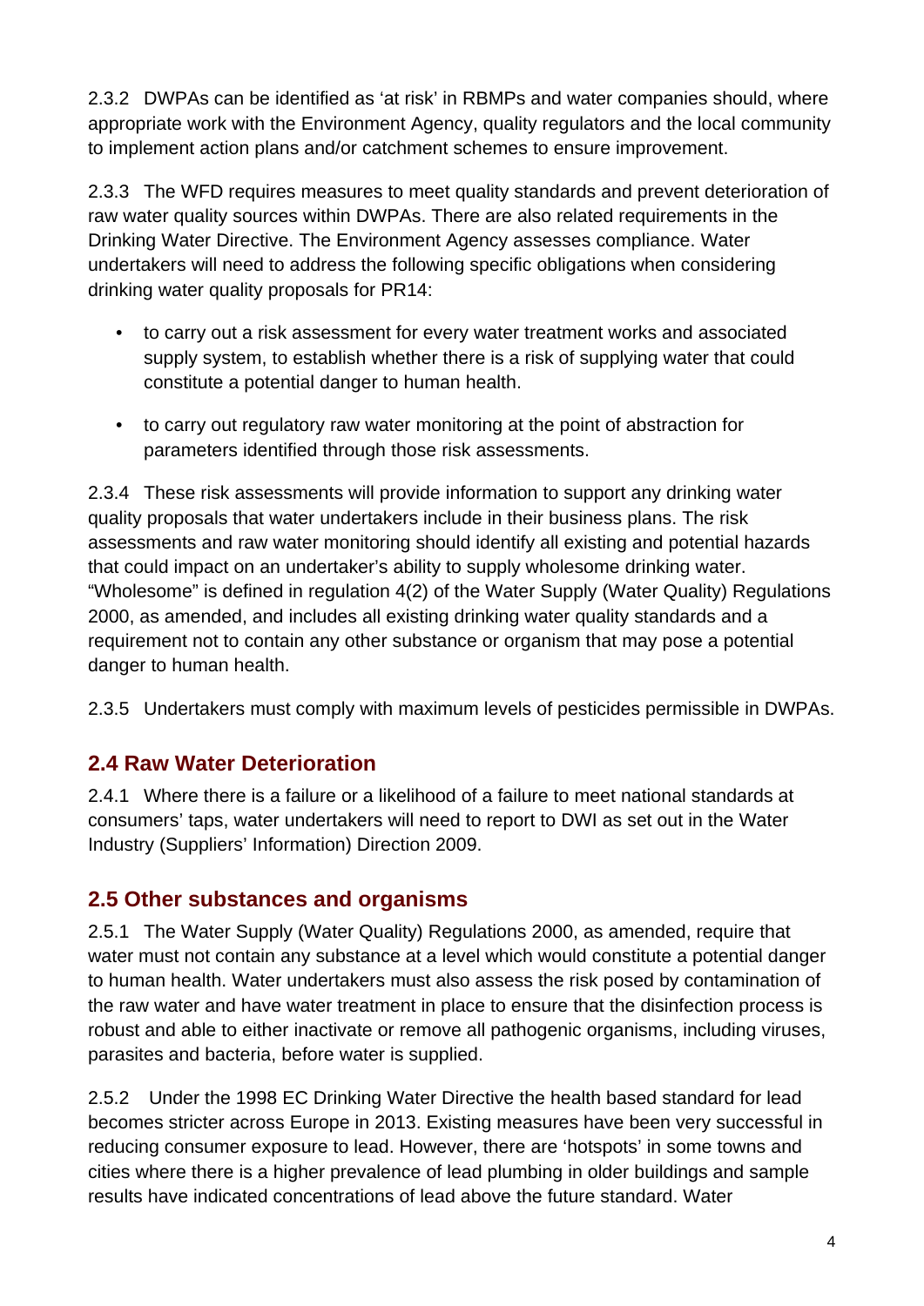2.3.2 DWPAs can be identified as 'at risk' in RBMPs and water companies should, where appropriate work with the Environment Agency, quality regulators and the local community to implement action plans and/or catchment schemes to ensure improvement.

2.3.3 The WFD requires measures to meet quality standards and prevent deterioration of raw water quality sources within DWPAs. There are also related requirements in the Drinking Water Directive. The Environment Agency assesses compliance. Water undertakers will need to address the following specific obligations when considering drinking water quality proposals for PR14:

- to carry out a risk assessment for every water treatment works and associated supply system, to establish whether there is a risk of supplying water that could constitute a potential danger to human health.
- to carry out regulatory raw water monitoring at the point of abstraction for parameters identified through those risk assessments.

2.3.4 These risk assessments will provide information to support any drinking water quality proposals that water undertakers include in their business plans. The risk assessments and raw water monitoring should identify all existing and potential hazards that could impact on an undertaker's ability to supply wholesome drinking water. "Wholesome" is defined in regulation 4(2) of the Water Supply (Water Quality) Regulations 2000, as amended, and includes all existing drinking water quality standards and a requirement not to contain any other substance or organism that may pose a potential danger to human health.

2.3.5 Undertakers must comply with maximum levels of pesticides permissible in DWPAs.

## 2.4 Raw Water Deterioration

2.4.1 Where there is a failure or a likelihood of a failure to meet national standards at consumers' taps, water undertakers will need to report to DWI as set out in the Water Industry (Suppliers' Information) Direction 2009.

## 2.5 Other substances and organisms

2.5.1 The Water Supply (Water Quality) Regulations 2000, as amended, require that water must not contain any substance at a level which would constitute a potential danger to human health. Water undertakers must also assess the risk posed by contamination of the raw water and have water treatment in place to ensure that the disinfection process is robust and able to either inactivate or remove all pathogenic organisms, including viruses, parasites and bacteria, before water is supplied.

2.5.2 Under the 1998 EC Drinking Water Directive the health based standard for lead becomes stricter across Europe in 2013. Existing measures have been very successful in reducing consumer exposure to lead. However, there are 'hotspots' in some towns and cities where there is a higher prevalence of lead plumbing in older buildings and sample results have indicated concentrations of lead above the future standard. Water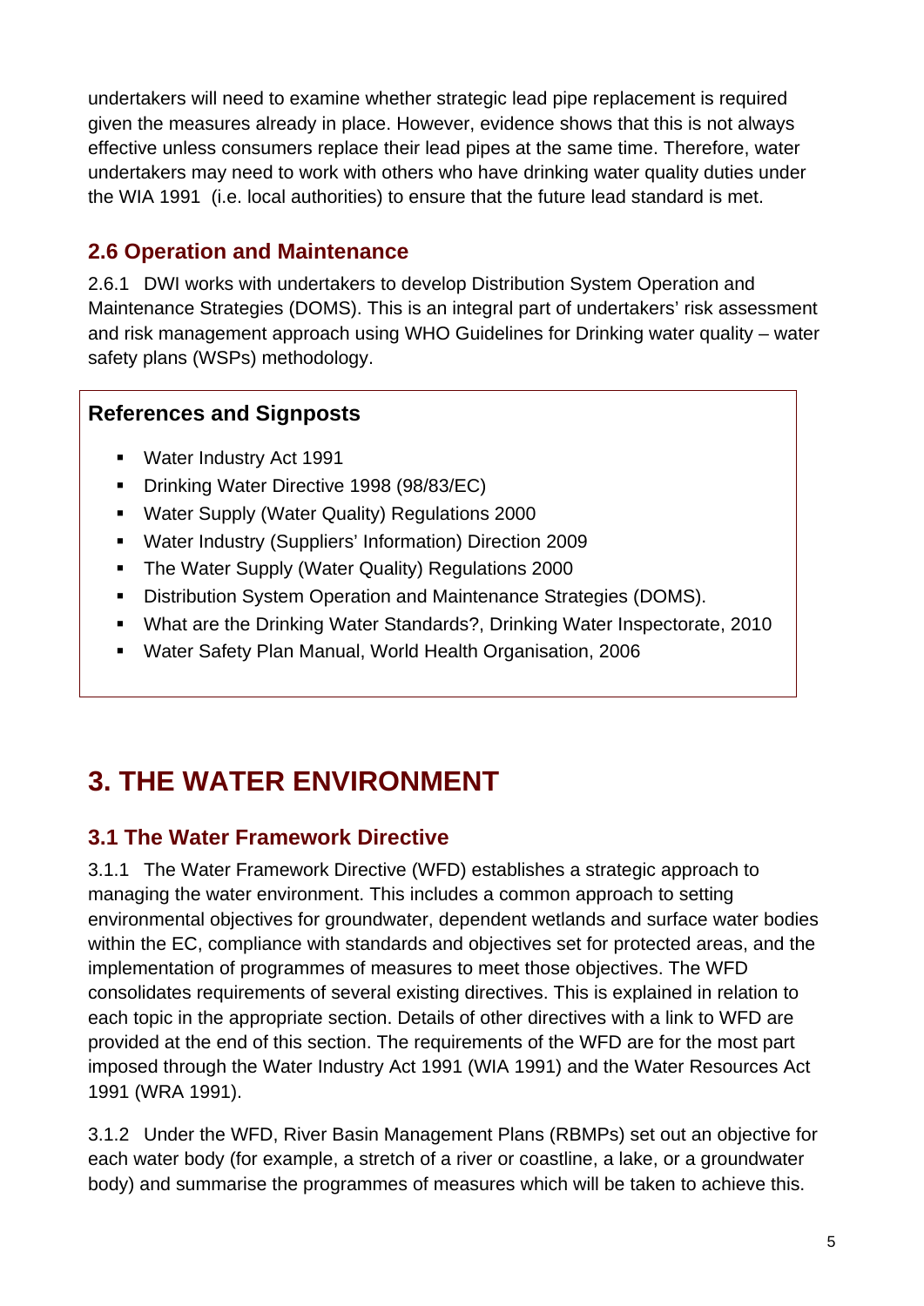undertakers will need to examine whether strategic lead pipe replacement is required given the measures already in place. However, evidence shows that this is not always effective unless consumers replace their lead pipes at the same time. Therefore, water undertakers may need to work with others who have drinking water quality duties under the WIA 1991 (i.e. local authorities) to ensure that the future lead standard is met.

### 2.6 Operation and Maintenance

2.6.1 DWI works with undertakers to develop Distribution System Operation and Maintenance Strategies (DOMS). This is an integral part of undertakers' risk assessment and risk management approach using WHO Guidelines for Drinking water quality – water safety plans (WSPs) methodology.

**References and Signposts**

- Water Industry Act 1991
- Drinking Water Directive 1998 (98/83/EC)
- Water Supply (Water Quality) Regulations 2000
- Water Industry (Suppliers' Information) Direction 2009
- The Water Supply (Water Quality) Regulations 2000
- Distribution System Operation and Maintenance Strategies (DOMS).
- What are the Drinking Water Standards?, Drinking Water Inspectorate, 2010
- Water Safety Plan Manual, World Health Organisation, 2006

## 3. THE WATER ENVIRONMENT

### 3.1 The Water Framework Directive

3.1.1 The Water Framework Directive (WFD) establishes a strategic approach to managing the water environment. This includes a common approach to setting environmental objectives for groundwater, dependent wetlands and surface water bodies within the EC, compliance with standards and objectives set for protected areas, and the implementation of programmes of measures to meet those objectives. The WFD consolidates requirements of several existing directives. This is explained in relation to each topic in the appropriate section. Details of other directives with a link to WFD are provided at the end of this section. The requirements of the WFD are for the most part imposed through the Water Industry Act 1991 (WIA 1991) and the Water Resources Act 1991 (WRA 1991).

3.1.2 Under the WFD, River Basin Management Plans (RBMPs) set out an objective for each water body (for example, a stretch of a river or coastline, a lake, or a groundwater body) and summarise the programmes of measures which will be taken to achieve this.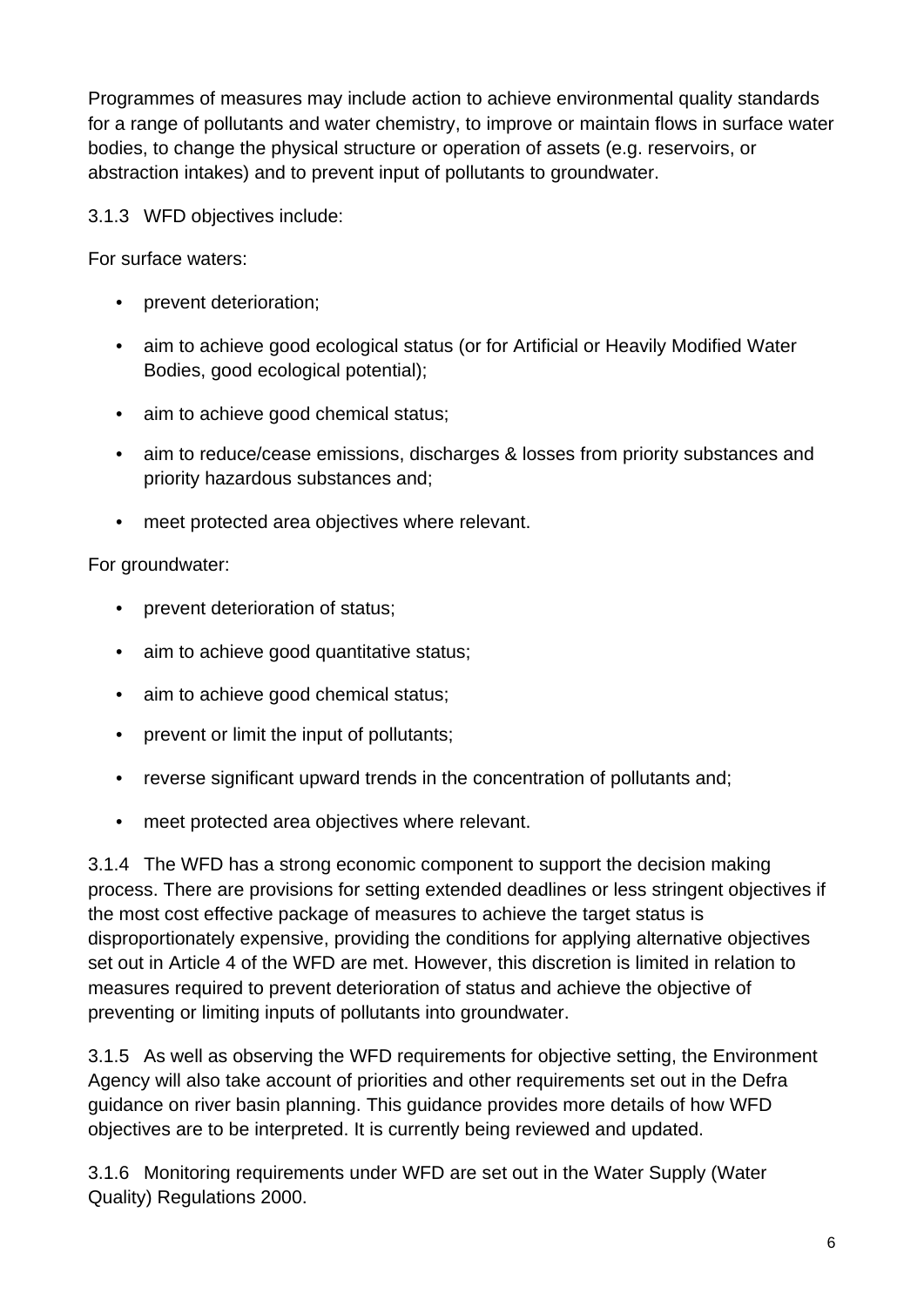Programmes of measures may include action to achieve environmental quality standards for a range of pollutants and water chemistry, to improve or maintain flows in surface water bodies, to change the physical structure or operation of assets (e.g. reservoirs, or abstraction intakes) and to prevent input of pollutants to groundwater.

3.1.3 WFD objectives include:

For surface waters:

- prevent deterioration;
- aim to achieve good ecological status (or for Artificial or Heavily Modified Water Bodies, good ecological potential);
- aim to achieve good chemical status;
- aim to reduce/cease emissions, discharges & losses from priority substances and priority hazardous substances and;
- meet protected area objectives where relevant.

For groundwater:

- prevent deterioration of status;
- aim to achieve good quantitative status;
- aim to achieve good chemical status;
- prevent or limit the input of pollutants;
- reverse significant upward trends in the concentration of pollutants and;
- meet protected area objectives where relevant.

3.1.4 The WFD has a strong economic component to support the decision making process. There are provisions for setting extended deadlines or less stringent objectives if the most cost effective package of measures to achieve the target status is disproportionately expensive, providing the conditions for applying alternative objectives set out in Article 4 of the WFD are met. However, this discretion is limited in relation to measures required to prevent deterioration of status and achieve the objective of preventing or limiting inputs of pollutants into groundwater.

3.1.5 As well as observing the WFD requirements for objective setting, the Environment Agency will also take account of priorities and other requirements set out in the Defra guidance on river basin planning. This guidance provides more details of how WFD objectives are to be interpreted. It is currently being reviewed and updated.

3.1.6 Monitoring requirements under WFD are set out in the Water Supply (Water Quality) Regulations 2000.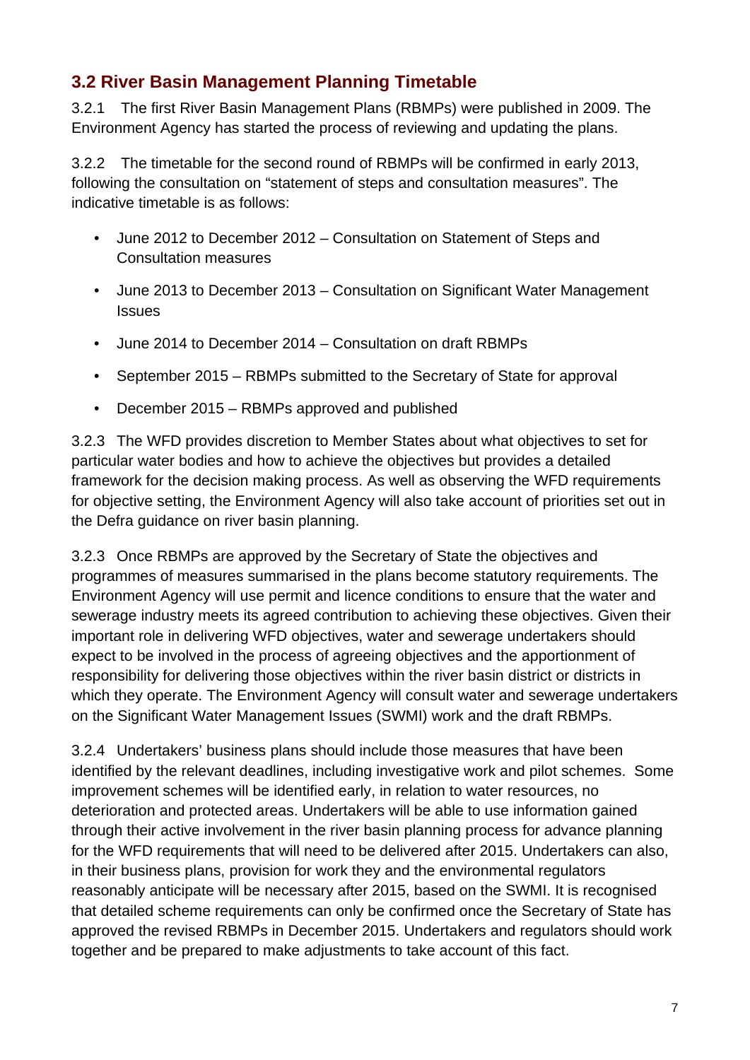## 3.2 River Basin Management Planning Timetable

3.2.1 The first River Basin Management Plans (RBMPs) were published in 2009. The Environment Agency has started the process of reviewing and updating the plans.

3.2.2 The timetable for the second round of RBMPs will be confirmed in early 2013, following the consultation on “statement of steps and consultation measures”. The indicative timetable is as follows:

- June 2012 to December 2012 – Consultation on Statement of Steps and Consultation measures
- June 2013 to December 2013 – Consultation on Significant Water Management Issues
- June 2014 to December 2014 – Consultation on draft RBMPs
- September 2015 – RBMPs submitted to the Secretary of State for approval
- December 2015 – RBMPs approved and published

3.2.3 The WFD provides discretion to Member States about what objectives to set for particular water bodies and how to achieve the objectives but provides a detailed framework for the decision making process. As well as observing the WFD requirements for objective setting, the Environment Agency will also take account of priorities set out in the Defra guidance on river basin planning.

3.2.3 Once RBMPs are approved by the Secretary of State the objectives and programmes of measures summarised in the plans become statutory requirements. The Environment Agency will use permit and licence conditions to ensure that the water and sewerage industry meets its agreed contribution to achieving these objectives. Given their important role in delivering WFD objectives, water and sewerage undertakers should expect to be involved in the process of agreeing objectives and the apportionment of responsibility for delivering those objectives within the river basin district or districts in which they operate. The Environment Agency will consult water and sewerage undertakers on the Significant Water Management Issues (SWMI) work and the draft RBMPs.

3.2.4 Undertakers' business plans should include those measures that have been identified by the relevant deadlines, including investigative work and pilot schemes. Some improvement schemes will be identified early, in relation to water resources, no deterioration and protected areas. Undertakers will be able to use information gained through their active involvement in the river basin planning process for advance planning for the WFD requirements that will need to be delivered after 2015. Undertakers can also, in their business plans, provision for work they and the environmental regulators reasonably anticipate will be necessary after 2015, based on the SWMI. It is recognised that detailed scheme requirements can only be confirmed once the Secretary of State has approved the revised RBMPs in December 2015. Undertakers and regulators should work together and be prepared to make adjustments to take account of this fact.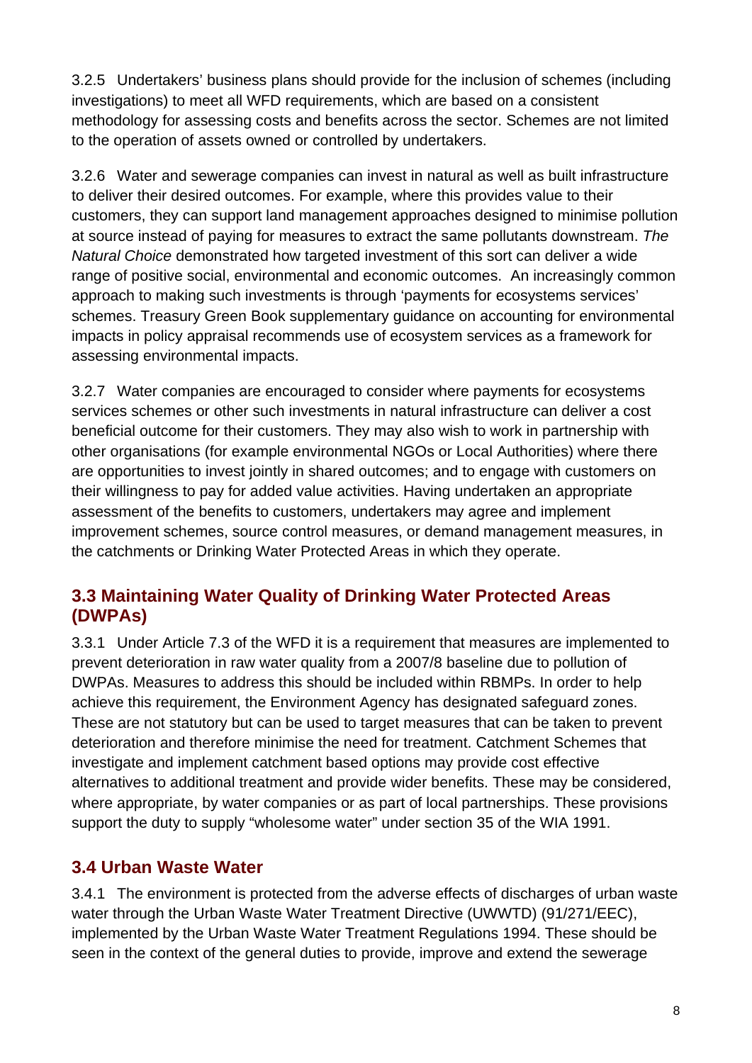3.2.5 Undertakers' business plans should provide for the inclusion of schemes (including investigations) to meet all WFD requirements, which are based on a consistent methodology for assessing costs and benefits across the sector. Schemes are not limited to the operation of assets owned or controlled by undertakers.

3.2.6 Water and sewerage companies can invest in natural as well as built infrastructure to deliver their desired outcomes. For example, where this provides value to their customers, they can support land management approaches designed to minimise pollution at source instead of paying for measures to extract the same pollutants downstream. *The Natural Choice* demonstrated how targeted investment of this sort can deliver a wide range of positive social, environmental and economic outcomes. An increasingly common approach to making such investments is through 'payments for ecosystems services' schemes. Treasury Green Book supplementary guidance on accounting for environmental impacts in policy appraisal recommends use of ecosystem services as a framework for assessing environmental impacts.

3.2.7 Water companies are encouraged to consider where payments for ecosystems services schemes or other such investments in natural infrastructure can deliver a cost beneficial outcome for their customers. They may also wish to work in partnership with other organisations (for example environmental NGOs or Local Authorities) where there are opportunities to invest jointly in shared outcomes; and to engage with customers on their willingness to pay for added value activities. Having undertaken an appropriate assessment of the benefits to customers, undertakers may agree and implement improvement schemes, source control measures, or demand management measures, in the catchments or Drinking Water Protected Areas in which they operate.

## 3.3 Maintaining Water Quality of Drinking Water Protected Areas (DWPAs)

3.3.1 Under Article 7.3 of the WFD it is a requirement that measures are implemented to prevent deterioration in raw water quality from a 2007/8 baseline due to pollution of DWPAs. Measures to address this should be included within RBMPs. In order to help achieve this requirement, the Environment Agency has designated safeguard zones. These are not statutory but can be used to target measures that can be taken to prevent deterioration and therefore minimise the need for treatment. Catchment Schemes that investigate and implement catchment based options may provide cost effective alternatives to additional treatment and provide wider benefits. These may be considered, where appropriate, by water companies or as part of local partnerships. These provisions support the duty to supply "wholesome water" under section 35 of the WIA 1991.

## 3.4 Urban Waste Water

3.4.1 The environment is protected from the adverse effects of discharges of urban waste water through the Urban Waste Water Treatment Directive (UWWTD) (91/271/EEC), implemented by the Urban Waste Water Treatment Regulations 1994. These should be seen in the context of the general duties to provide, improve and extend the sewerage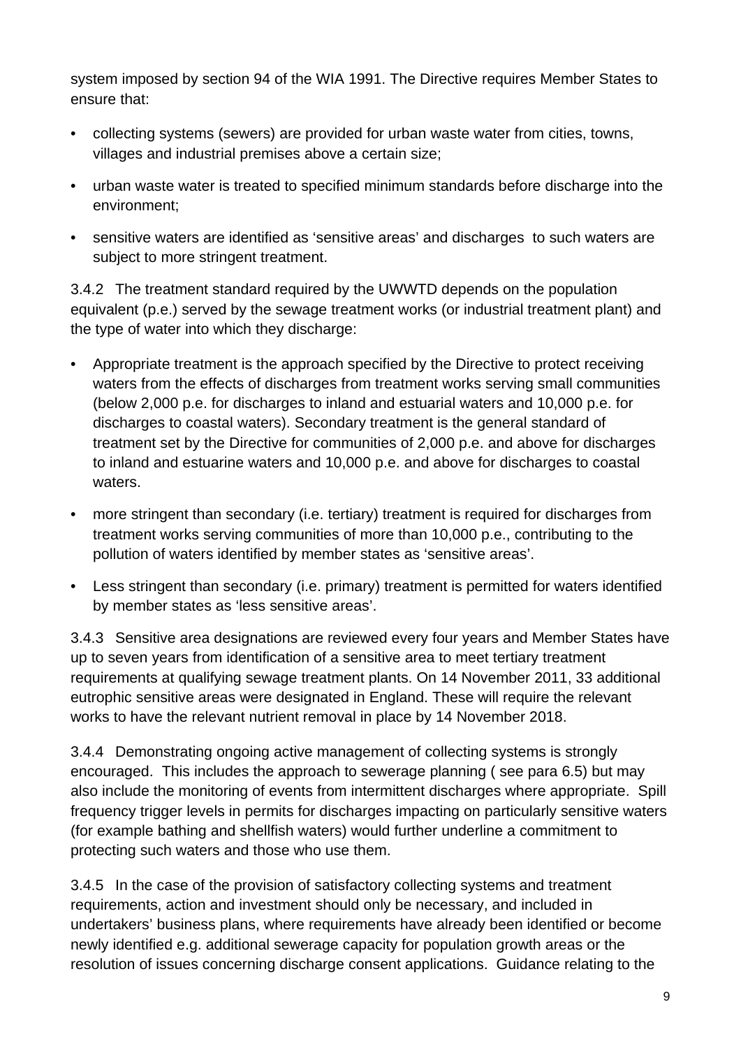system imposed by section 94 of the WIA 1991. The Directive requires Member States to ensure that:

- collecting systems (sewers) are provided for urban waste water from cities, towns, villages and industrial premises above a certain size;
- urban waste water is treated to specified minimum standards before discharge into the environment;
- sensitive waters are identified as 'sensitive areas' and discharges to such waters are subject to more stringent treatment.

3.4.2 The treatment standard required by the UWWTD depends on the population equivalent (p.e.) served by the sewage treatment works (or industrial treatment plant) and the type of water into which they discharge:

- Appropriate treatment is the approach specified by the Directive to protect receiving waters from the effects of discharges from treatment works serving small communities (below 2,000 p.e. for discharges to inland and estuarial waters and 10,000 p.e. for discharges to coastal waters). Secondary treatment is the general standard of treatment set by the Directive for communities of 2,000 p.e. and above for discharges to inland and estuarine waters and 10,000 p.e. and above for discharges to coastal waters.
- more stringent than secondary (i.e. tertiary) treatment is required for discharges from treatment works serving communities of more than 10,000 p.e., contributing to the pollution of waters identified by member states as 'sensitive areas'.
- Less stringent than secondary (i.e. primary) treatment is permitted for waters identified by member states as 'less sensitive areas'.

3.4.3 Sensitive area designations are reviewed every four years and Member States have up to seven years from identification of a sensitive area to meet tertiary treatment requirements at qualifying sewage treatment plants. On 14 November 2011, 33 additional eutrophic sensitive areas were designated in England. These will require the relevant works to have the relevant nutrient removal in place by 14 November 2018.

3.4.4 Demonstrating ongoing active management of collecting systems is strongly encouraged. This includes the approach to sewerage planning ( see para 6.5) but may also include the monitoring of events from intermittent discharges where appropriate. Spill frequency trigger levels in permits for discharges impacting on particularly sensitive waters (for example bathing and shellfish waters) would further underline a commitment to protecting such waters and those who use them.

3.4.5 In the case of the provision of satisfactory collecting systems and treatment requirements, action and investment should only be necessary, and included in undertakers' business plans, where requirements have already been identified or become newly identified e.g. additional sewerage capacity for population growth areas or the resolution of issues concerning discharge consent applications. Guidance relating to the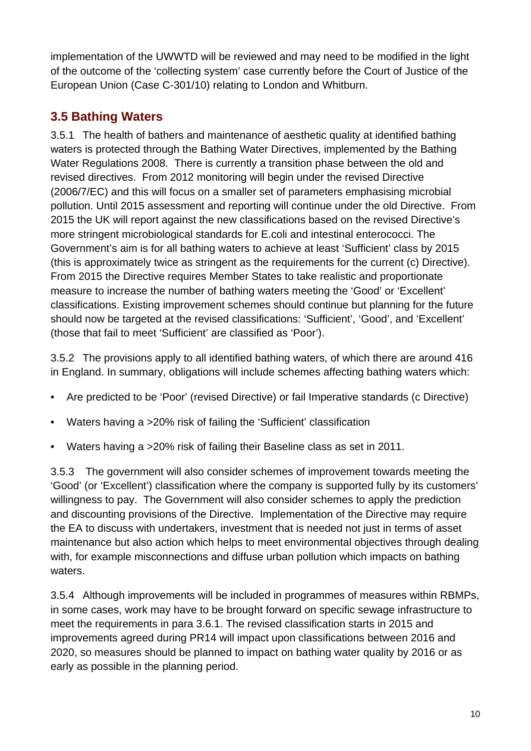implementation of the UWWTD will be reviewed and may need to be modified in the light of the outcome of the 'collecting system' case currently before the Court of Justice of the European Union (Case C-301/10) relating to London and Whitburn.

## 3.5 Bathing Waters

3.5.1 The health of bathers and maintenance of aesthetic quality at identified bathing waters is protected through the Bathing Water Directives, implemented by the Bathing Water Regulations 2008. There is currently a transition phase between the old and revised directives. From 2012 monitoring will begin under the revised Directive (2006/7/EC) and this will focus on a smaller set of parameters emphasising microbial pollution. Until 2015 assessment and reporting will continue under the old Directive. From 2015 the UK will report against the new classifications based on the revised Directive's more stringent microbiological standards for E.coli and intestinal enterococci. The Government's aim is for all bathing waters to achieve at least 'Sufficient' class by 2015 (this is approximately twice as stringent as the requirements for the current (c) Directive). From 2015 the Directive requires Member States to take realistic and proportionate measure to increase the number of bathing waters meeting the 'Good' or 'Excellent' classifications. Existing improvement schemes should continue but planning for the future should now be targeted at the revised classifications: 'Sufficient', 'Good', and 'Excellent' (those that fail to meet 'Sufficient' are classified as 'Poor').

3.5.2 The provisions apply to all identified bathing waters, of which there are around 416 in England. In summary, obligations will include schemes affecting bathing waters which:

- Are predicted to be 'Poor' (revised Directive) or fail Imperative standards (c Directive)
- Waters having a >20% risk of failing the 'Sufficient' classification
- Waters having a >20% risk of failing their Baseline class as set in 2011.

3.5.3 The government will also consider schemes of improvement towards meeting the 'Good' (or 'Excellent') classification where the company is supported fully by its customers' willingness to pay. The Government will also consider schemes to apply the prediction and discounting provisions of the Directive. Implementation of the Directive may require the EA to discuss with undertakers, investment that is needed not just in terms of asset maintenance but also action which helps to meet environmental objectives through dealing with, for example misconnections and diffuse urban pollution which impacts on bathing waters.

3.5.4 Although improvements will be included in programmes of measures within RBMPs, in some cases, work may have to be brought forward on specific sewage infrastructure to meet the requirements in para 3.6.1. The revised classification starts in 2015 and improvements agreed during PR14 will impact upon classifications between 2016 and 2020, so measures should be planned to impact on bathing water quality by 2016 or as early as possible in the planning period.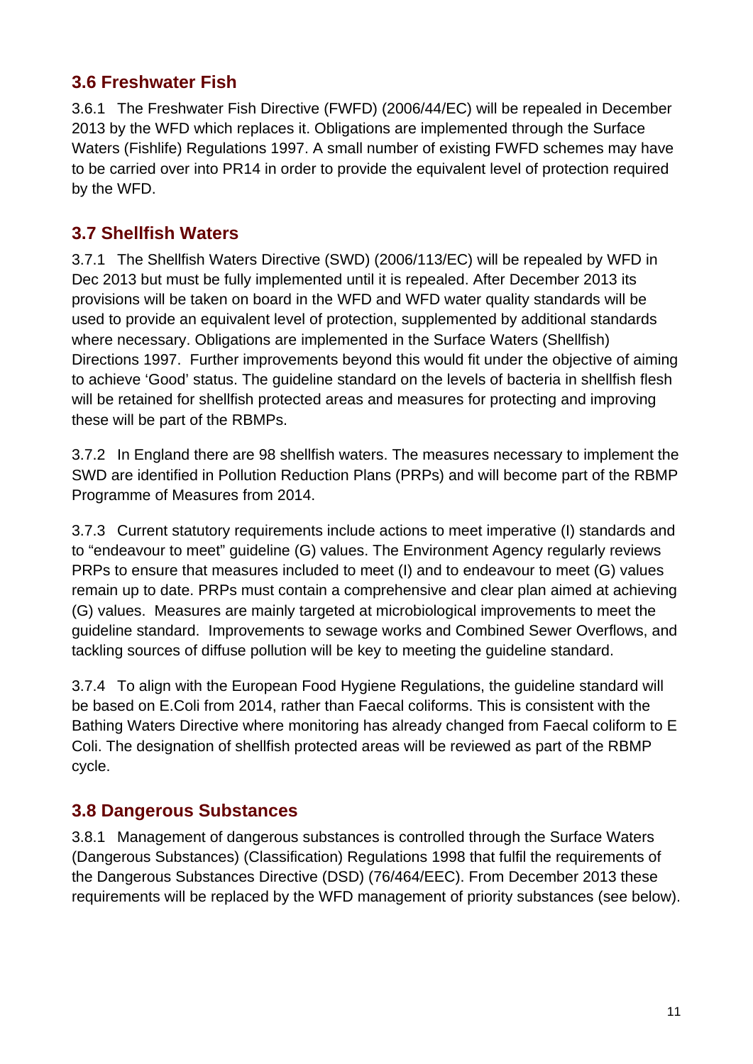## 3.6 Freshwater Fish

3.6.1 The Freshwater Fish Directive (FWFD) (2006/44/EC) will be repealed in December 2013 by the WFD which replaces it. Obligations are implemented through the Surface Waters (Fishlife) Regulations 1997. A small number of existing FWFD schemes may have to be carried over into PR14 in order to provide the equivalent level of protection required by the WFD.

## 3.7 Shellfish Waters

3.7.1 The Shellfish Waters Directive (SWD) (2006/113/EC) will be repealed by WFD in Dec 2013 but must be fully implemented until it is repealed. After December 2013 its provisions will be taken on board in the WFD and WFD water quality standards will be used to provide an equivalent level of protection, supplemented by additional standards where necessary. Obligations are implemented in the Surface Waters (Shellfish) Directions 1997. Further improvements beyond this would fit under the objective of aiming to achieve 'Good' status. The guideline standard on the levels of bacteria in shellfish flesh will be retained for shellfish protected areas and measures for protecting and improving these will be part of the RBMPs.

3.7.2 In England there are 98 shellfish waters. The measures necessary to implement the SWD are identified in Pollution Reduction Plans (PRPs) and will become part of the RBMP Programme of Measures from 2014.

3.7.3 Current statutory requirements include actions to meet imperative (I) standards and to "endeavour to meet" guideline (G) values. The Environment Agency regularly reviews PRPs to ensure that measures included to meet (I) and to endeavour to meet (G) values remain up to date. PRPs must contain a comprehensive and clear plan aimed at achieving (G) values. Measures are mainly targeted at microbiological improvements to meet the guideline standard. Improvements to sewage works and Combined Sewer Overflows, and tackling sources of diffuse pollution will be key to meeting the guideline standard.

3.7.4 To align with the European Food Hygiene Regulations, the guideline standard will be based on E.Coli from 2014, rather than Faecal coliforms. This is consistent with the Bathing Waters Directive where monitoring has already changed from Faecal coliform to E Coli. The designation of shellfish protected areas will be reviewed as part of the RBMP cycle.

## 3.8 Dangerous Substances

3.8.1 Management of dangerous substances is controlled through the Surface Waters (Dangerous Substances) (Classification) Regulations 1998 that fulfil the requirements of the Dangerous Substances Directive (DSD) (76/464/EEC). From December 2013 these requirements will be replaced by the WFD management of priority substances (see below).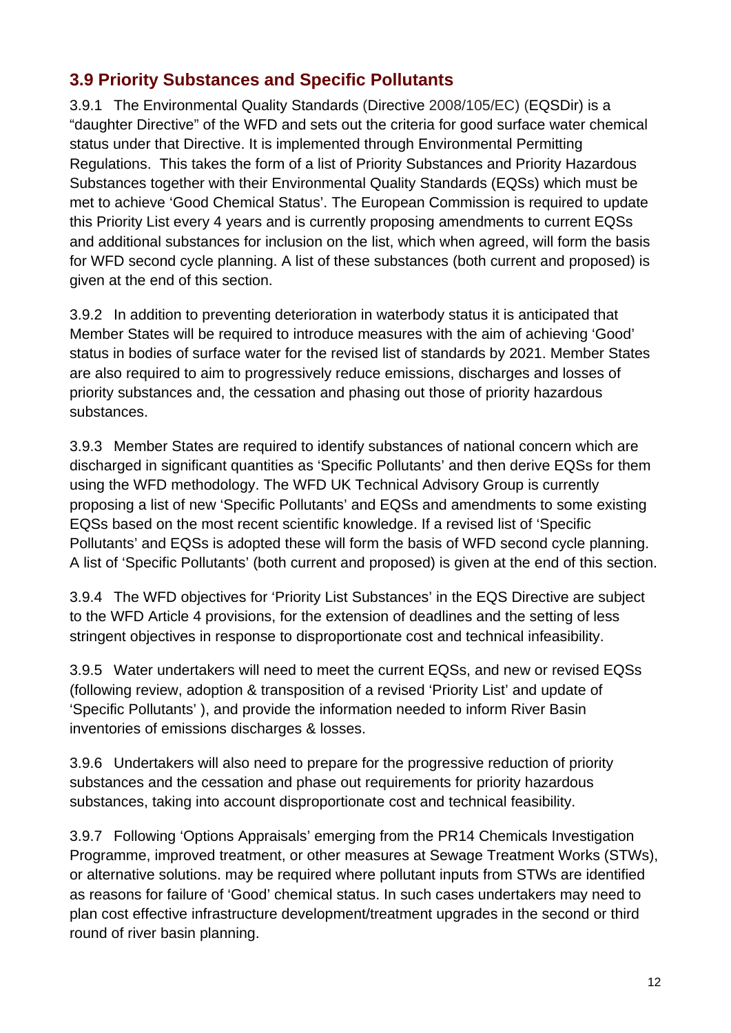## 3.9 Priority Substances and Specific Pollutants

3.9.1 The Environmental Quality Standards (Directive 2008/105/EC) (EQSDir) is a "daughter Directive" of the WFD and sets out the criteria for good surface water chemical status under that Directive. It is implemented through Environmental Permitting Regulations. This takes the form of a list of Priority Substances and Priority Hazardous Substances together with their Environmental Quality Standards (EQSs) which must be met to achieve 'Good Chemical Status'. The European Commission is required to update this Priority List every 4 years and is currently proposing amendments to current EQSs and additional substances for inclusion on the list, which when agreed, will form the basis for WFD second cycle planning. A list of these substances (both current and proposed) is given at the end of this section.

3.9.2 In addition to preventing deterioration in waterbody status it is anticipated that Member States will be required to introduce measures with the aim of achieving 'Good' status in bodies of surface water for the revised list of standards by 2021. Member States are also required to aim to progressively reduce emissions, discharges and losses of priority substances and, the cessation and phasing out those of priority hazardous substances.

3.9.3 Member States are required to identify substances of national concern which are discharged in significant quantities as 'Specific Pollutants' and then derive EQSs for them using the WFD methodology. The WFD UK Technical Advisory Group is currently proposing a list of new 'Specific Pollutants' and EQSs and amendments to some existing EQSs based on the most recent scientific knowledge. If a revised list of 'Specific Pollutants' and EQSs is adopted these will form the basis of WFD second cycle planning. A list of 'Specific Pollutants' (both current and proposed) is given at the end of this section.

3.9.4 The WFD objectives for 'Priority List Substances' in the EQS Directive are subject to the WFD Article 4 provisions, for the extension of deadlines and the setting of less stringent objectives in response to disproportionate cost and technical infeasibility.

3.9.5 Water undertakers will need to meet the current EQSs, and new or revised EQSs (following review, adoption & transposition of a revised 'Priority List' and update of 'Specific Pollutants' ), and provide the information needed to inform River Basin inventories of emissions discharges & losses.

3.9.6 Undertakers will also need to prepare for the progressive reduction of priority substances and the cessation and phase out requirements for priority hazardous substances, taking into account disproportionate cost and technical feasibility.

3.9.7 Following 'Options Appraisals' emerging from the PR14 Chemicals Investigation Programme, improved treatment, or other measures at Sewage Treatment Works (STWs), or alternative solutions. may be required where pollutant inputs from STWs are identified as reasons for failure of 'Good' chemical status. In such cases undertakers may need to plan cost effective infrastructure development/treatment upgrades in the second or third round of river basin planning.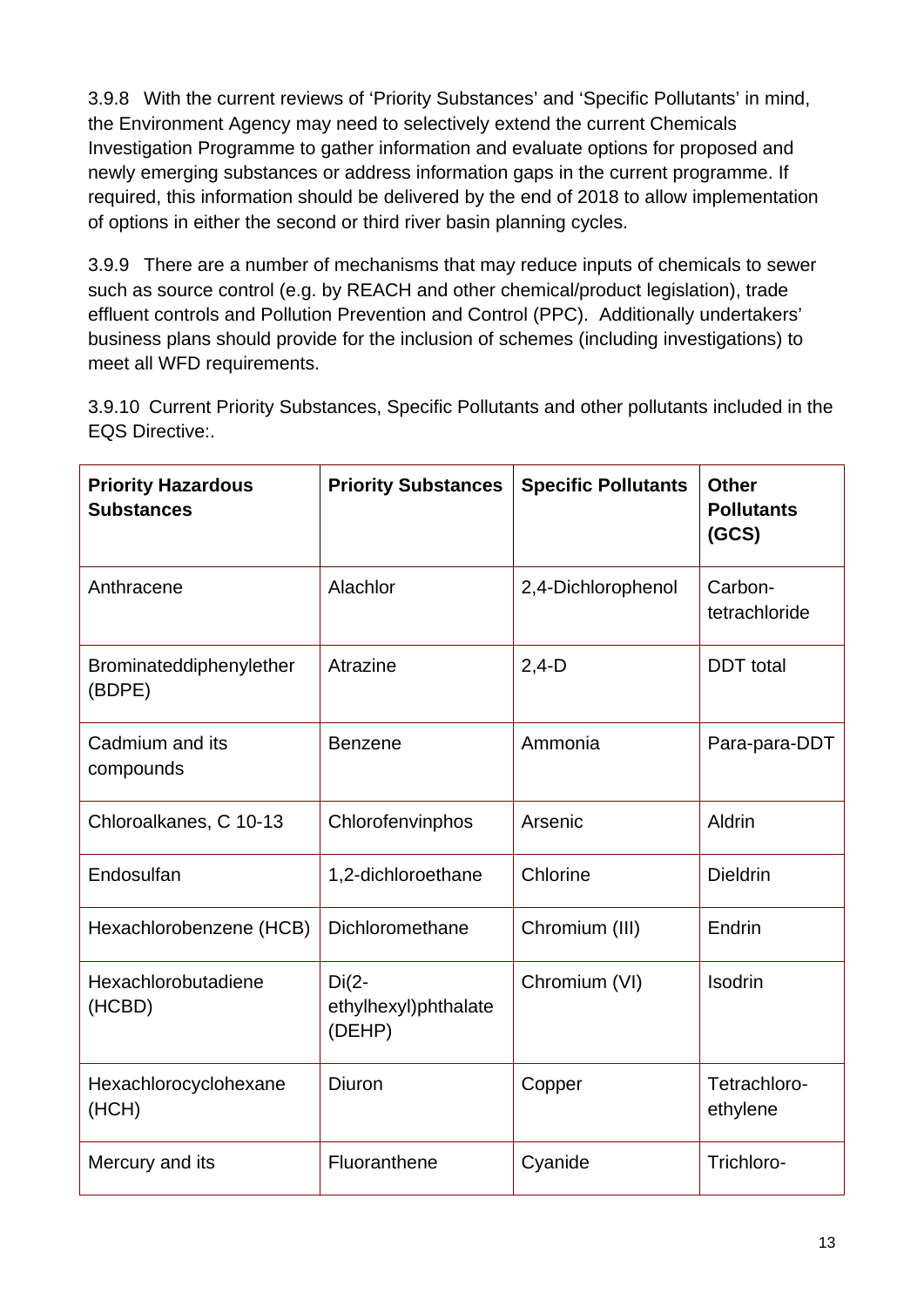3.9.8 With the current reviews of 'Priority Substances' and 'Specific Pollutants' in mind, the Environment Agency may need to selectively extend the current Chemicals Investigation Programme to gather information and evaluate options for proposed and newly emerging substances or address information gaps in the current programme. If required, this information should be delivered by the end of 2018 to allow implementation of options in either the second or third river basin planning cycles.

3.9.9 There are a number of mechanisms that may reduce inputs of chemicals to sewer such as source control (e.g. by REACH and other chemical/product legislation), trade effluent controls and Pollution Prevention and Control (PPC). Additionally undertakers' business plans should provide for the inclusion of schemes (including investigations) to meet all WFD requirements.

3.9.10 Current Priority Substances, Specific Pollutants and other pollutants included in the EQS Directive:.

| **Priority Hazardous Substances** | **Priority Substances** | **Specific Pollutants** | **Other Pollutants (GCS)** |
|---|---|---|---|
| Anthracene | Alachlor | 2,4-Dichlorophenol | Carbon-tetrachloride |
| Brominateddiphenylether (BDPE) | Atrazine | 2,4-D | DDT total |
| Cadmium and its compounds | Benzene | Ammonia | Para-para-DDT |
| Chloroalkanes, C 10-13 | Chlorofenvinphos | Arsenic | Aldrin |
| Endosulfan | 1,2-dichloroethane | Chlorine | Dieldrin |
| Hexachlorobenzene (HCB) | Dichloromethane | Chromium (III) | Endrin |
| Hexachlorobutadiene (HCBD) | Di(2-ethylhexyl)phthalate (DEHP) | Chromium (VI) | Isodrin |
| Hexachlorocyclohexane (HCH) | Diuron | Copper | Tetrachloro-ethylene |
| Mercury and its | Fluoranthene | Cyanide | Trichloro- |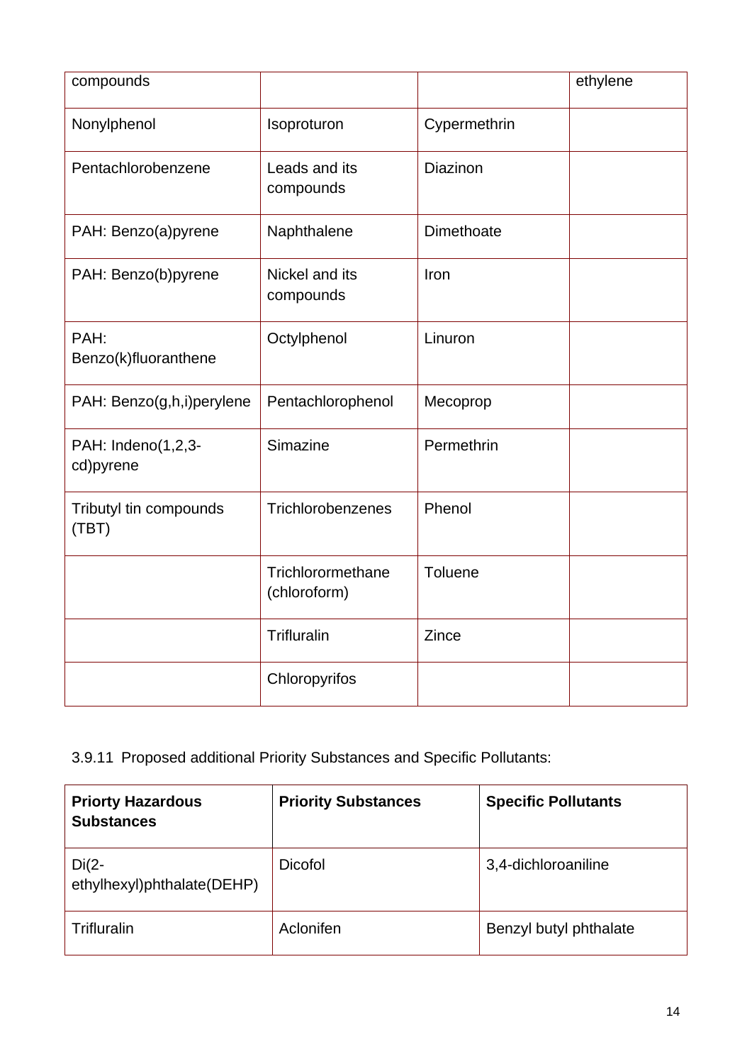| compounds | | | ethylene |
|---|---|---|---|
| Nonylphenol | Isoproturon | Cypermethrin | |
| Pentachlorobenzene | Leads and its compounds | Diazinon | |
| PAH: Benzo(a)pyrene | Naphthalene | Dimethoate | |
| PAH: Benzo(b)pyrene | Nickel and its compounds | Iron | |
| PAH: Benzo(k)fluoranthene | Octylphenol | Linuron | |
| PAH: Benzo(g,h,i)perylene | Pentachlorophenol | Mecoprop | |
| PAH: Indeno(1,2,3-cd)pyrene | Simazine | Permethrin | |
| Tributyl tin compounds (TBT) | Trichlorobenzenes | Phenol | |
| | Trichlorormethane (chloroform) | Toluene | |
| | Trifluralin | Zince | |
| | Chloropyrifos | | |

3.9.11 Proposed additional Priority Substances and Specific Pollutants:

| Priorty Hazardous Substances | Priority Substances | Specific Pollutants |
|---|---|---|
| Di(2-ethylhexyl)phthalate(DEHP) | Dicofol | 3,4-dichloroaniline |
| Trifluralin | Aclonifen | Benzyl butyl phthalate |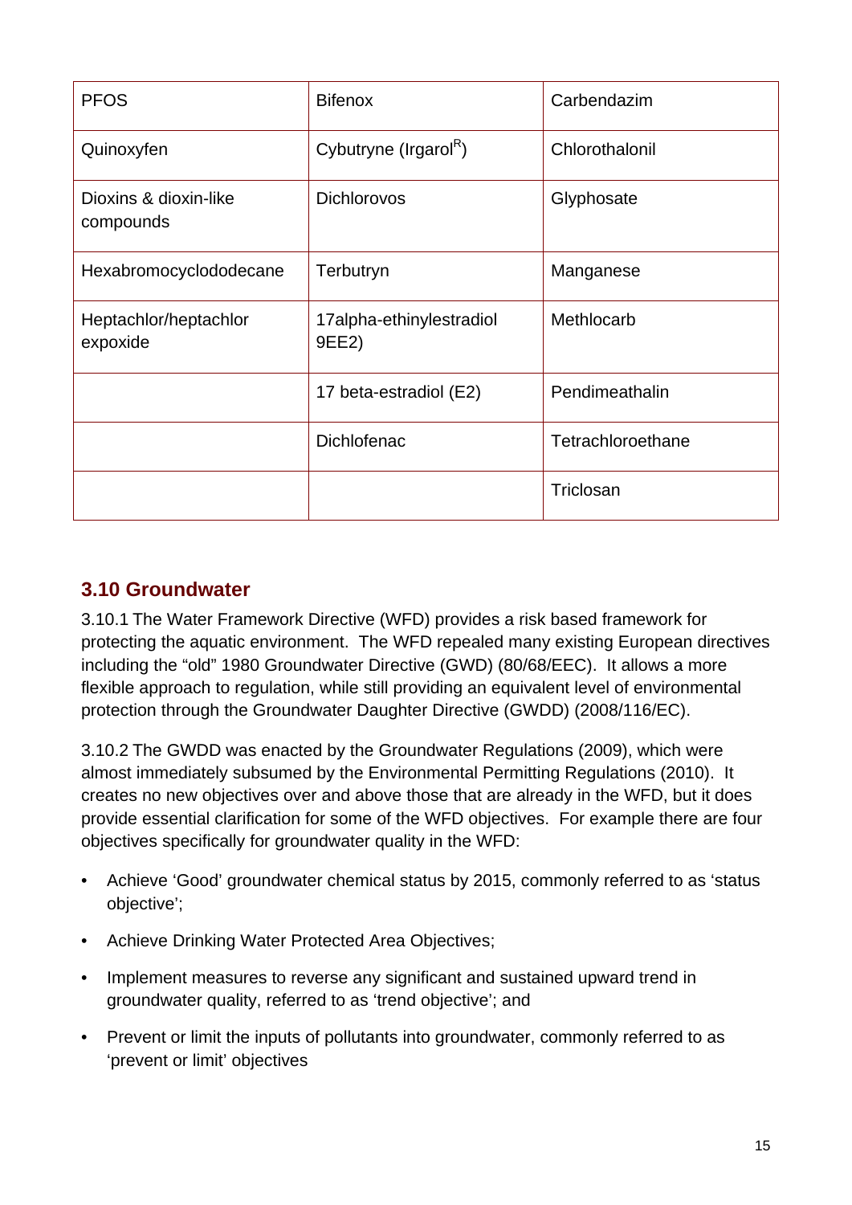| PFOS | Bifenox | Carbendazim |
|---|---|---|
| Quinoxyfen | Cybutryne (Irgarol[R]) | Chlorothalonil |
| Dioxins & dioxin-like compounds | Dichlorovos | Glyphosate |
| Hexabromocyclododecane | Terbutryn | Manganese |
| Heptachlor/heptachlor expoxide | 17alpha-ethinylestradiol 9EE2) | Methlocarb |
| | 17 beta-estradiol (E2) | Pendimeathalin |
| | Dichlofenac | Tetrachloroethane |
| | | Triclosan |

## 3.10 Groundwater

3.10.1 The Water Framework Directive (WFD) provides a risk based framework for protecting the aquatic environment. The WFD repealed many existing European directives including the "old" 1980 Groundwater Directive (GWD) (80/68/EEC). It allows a more flexible approach to regulation, while still providing an equivalent level of environmental protection through the Groundwater Daughter Directive (GWDD) (2008/116/EC).

3.10.2 The GWDD was enacted by the Groundwater Regulations (2009), which were almost immediately subsumed by the Environmental Permitting Regulations (2010). It creates no new objectives over and above those that are already in the WFD, but it does provide essential clarification for some of the WFD objectives. For example there are four objectives specifically for groundwater quality in the WFD:

- Achieve 'Good' groundwater chemical status by 2015, commonly referred to as 'status objective';
- Achieve Drinking Water Protected Area Objectives;
- Implement measures to reverse any significant and sustained upward trend in groundwater quality, referred to as 'trend objective'; and
- Prevent or limit the inputs of pollutants into groundwater, commonly referred to as 'prevent or limit' objectives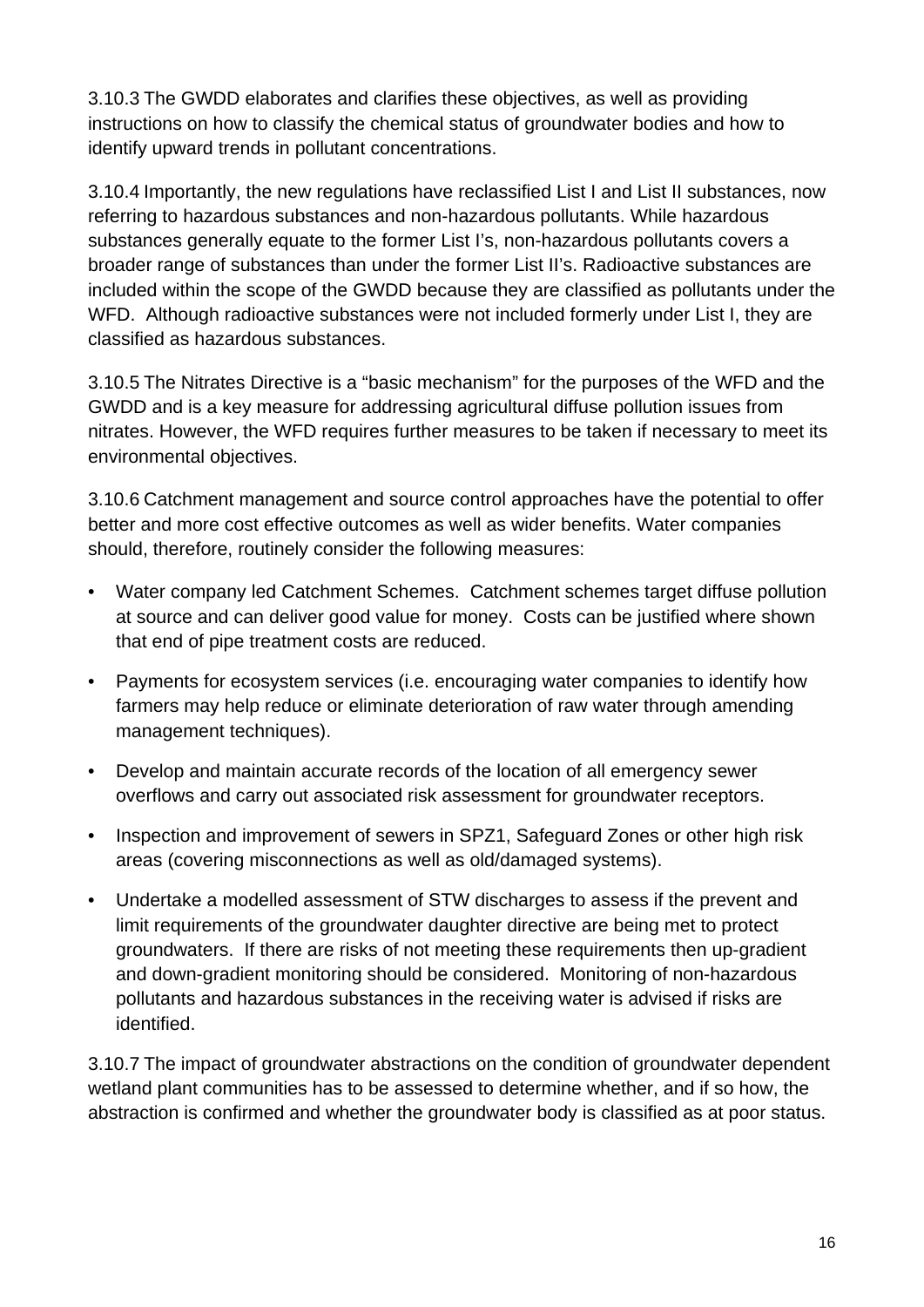3.10.3 The GWDD elaborates and clarifies these objectives, as well as providing instructions on how to classify the chemical status of groundwater bodies and how to identify upward trends in pollutant concentrations.

3.10.4 Importantly, the new regulations have reclassified List I and List II substances, now referring to hazardous substances and non-hazardous pollutants. While hazardous substances generally equate to the former List I's, non-hazardous pollutants covers a broader range of substances than under the former List II's. Radioactive substances are included within the scope of the GWDD because they are classified as pollutants under the WFD. Although radioactive substances were not included formerly under List I, they are classified as hazardous substances.

3.10.5 The Nitrates Directive is a "basic mechanism" for the purposes of the WFD and the GWDD and is a key measure for addressing agricultural diffuse pollution issues from nitrates. However, the WFD requires further measures to be taken if necessary to meet its environmental objectives.

3.10.6 Catchment management and source control approaches have the potential to offer better and more cost effective outcomes as well as wider benefits. Water companies should, therefore, routinely consider the following measures:

- Water company led Catchment Schemes. Catchment schemes target diffuse pollution at source and can deliver good value for money. Costs can be justified where shown that end of pipe treatment costs are reduced.
- Payments for ecosystem services (i.e. encouraging water companies to identify how farmers may help reduce or eliminate deterioration of raw water through amending management techniques).
- Develop and maintain accurate records of the location of all emergency sewer overflows and carry out associated risk assessment for groundwater receptors.
- Inspection and improvement of sewers in SPZ1, Safeguard Zones or other high risk areas (covering misconnections as well as old/damaged systems).
- Undertake a modelled assessment of STW discharges to assess if the prevent and limit requirements of the groundwater daughter directive are being met to protect groundwaters. If there are risks of not meeting these requirements then up-gradient and down-gradient monitoring should be considered. Monitoring of non-hazardous pollutants and hazardous substances in the receiving water is advised if risks are identified.

3.10.7 The impact of groundwater abstractions on the condition of groundwater dependent wetland plant communities has to be assessed to determine whether, and if so how, the abstraction is confirmed and whether the groundwater body is classified as at poor status.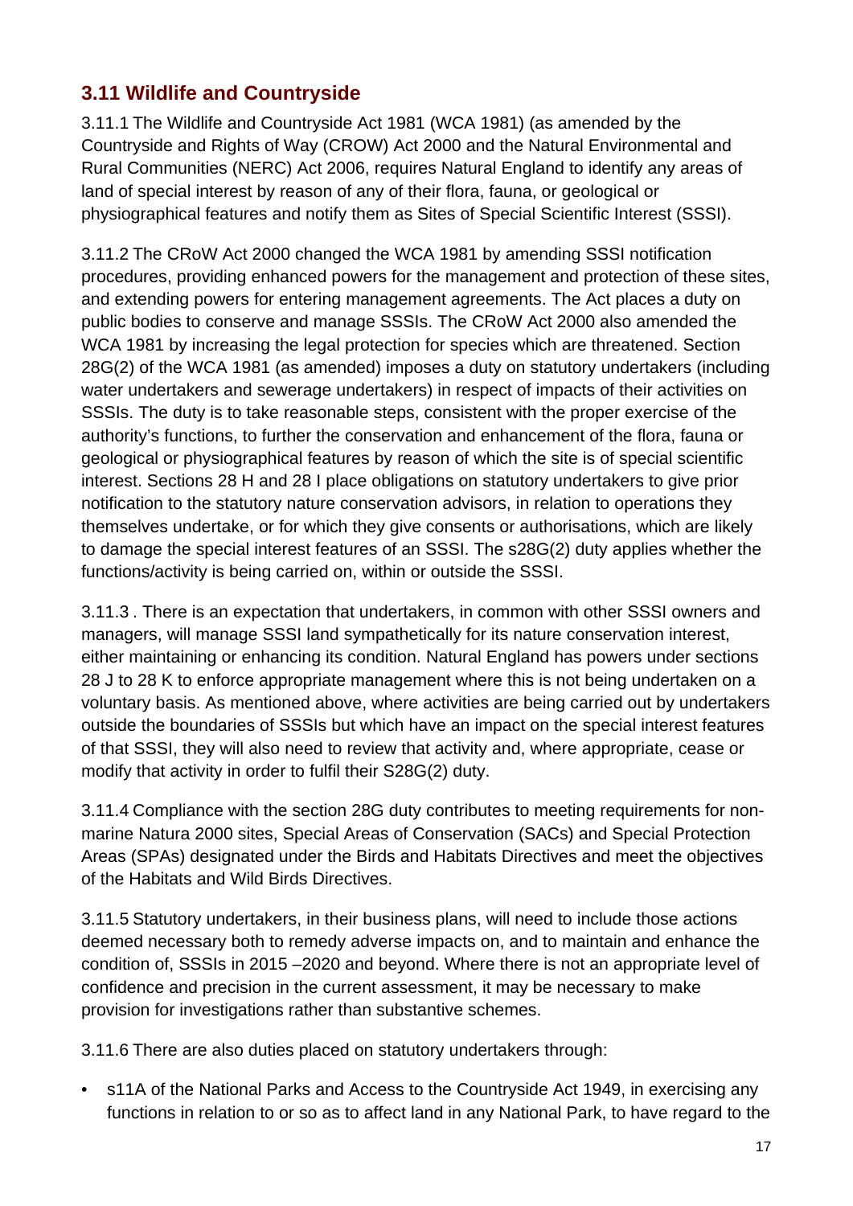## 3.11 Wildlife and Countryside

3.11.1 The Wildlife and Countryside Act 1981 (WCA 1981) (as amended by the Countryside and Rights of Way (CROW) Act 2000 and the Natural Environmental and Rural Communities (NERC) Act 2006, requires Natural England to identify any areas of land of special interest by reason of any of their flora, fauna, or geological or physiographical features and notify them as Sites of Special Scientific Interest (SSSI).

3.11.2 The CRoW Act 2000 changed the WCA 1981 by amending SSSI notification procedures, providing enhanced powers for the management and protection of these sites, and extending powers for entering management agreements. The Act places a duty on public bodies to conserve and manage SSSIs. The CRoW Act 2000 also amended the WCA 1981 by increasing the legal protection for species which are threatened. Section 28G(2) of the WCA 1981 (as amended) imposes a duty on statutory undertakers (including water undertakers and sewerage undertakers) in respect of impacts of their activities on SSSIs. The duty is to take reasonable steps, consistent with the proper exercise of the authority's functions, to further the conservation and enhancement of the flora, fauna or geological or physiographical features by reason of which the site is of special scientific interest. Sections 28 H and 28 I place obligations on statutory undertakers to give prior notification to the statutory nature conservation advisors, in relation to operations they themselves undertake, or for which they give consents or authorisations, which are likely to damage the special interest features of an SSSI. The s28G(2) duty applies whether the functions/activity is being carried on, within or outside the SSSI.

3.11.3 . There is an expectation that undertakers, in common with other SSSI owners and managers, will manage SSSI land sympathetically for its nature conservation interest, either maintaining or enhancing its condition. Natural England has powers under sections 28 J to 28 K to enforce appropriate management where this is not being undertaken on a voluntary basis. As mentioned above, where activities are being carried out by undertakers outside the boundaries of SSSIs but which have an impact on the special interest features of that SSSI, they will also need to review that activity and, where appropriate, cease or modify that activity in order to fulfil their S28G(2) duty.

3.11.4 Compliance with the section 28G duty contributes to meeting requirements for non-marine Natura 2000 sites, Special Areas of Conservation (SACs) and Special Protection Areas (SPAs) designated under the Birds and Habitats Directives and meet the objectives of the Habitats and Wild Birds Directives.

3.11.5 Statutory undertakers, in their business plans, will need to include those actions deemed necessary both to remedy adverse impacts on, and to maintain and enhance the condition of, SSSIs in 2015 –2020 and beyond. Where there is not an appropriate level of confidence and precision in the current assessment, it may be necessary to make provision for investigations rather than substantive schemes.

3.11.6 There are also duties placed on statutory undertakers through:

- s11A of the National Parks and Access to the Countryside Act 1949, in exercising any functions in relation to or so as to affect land in any National Park, to have regard to the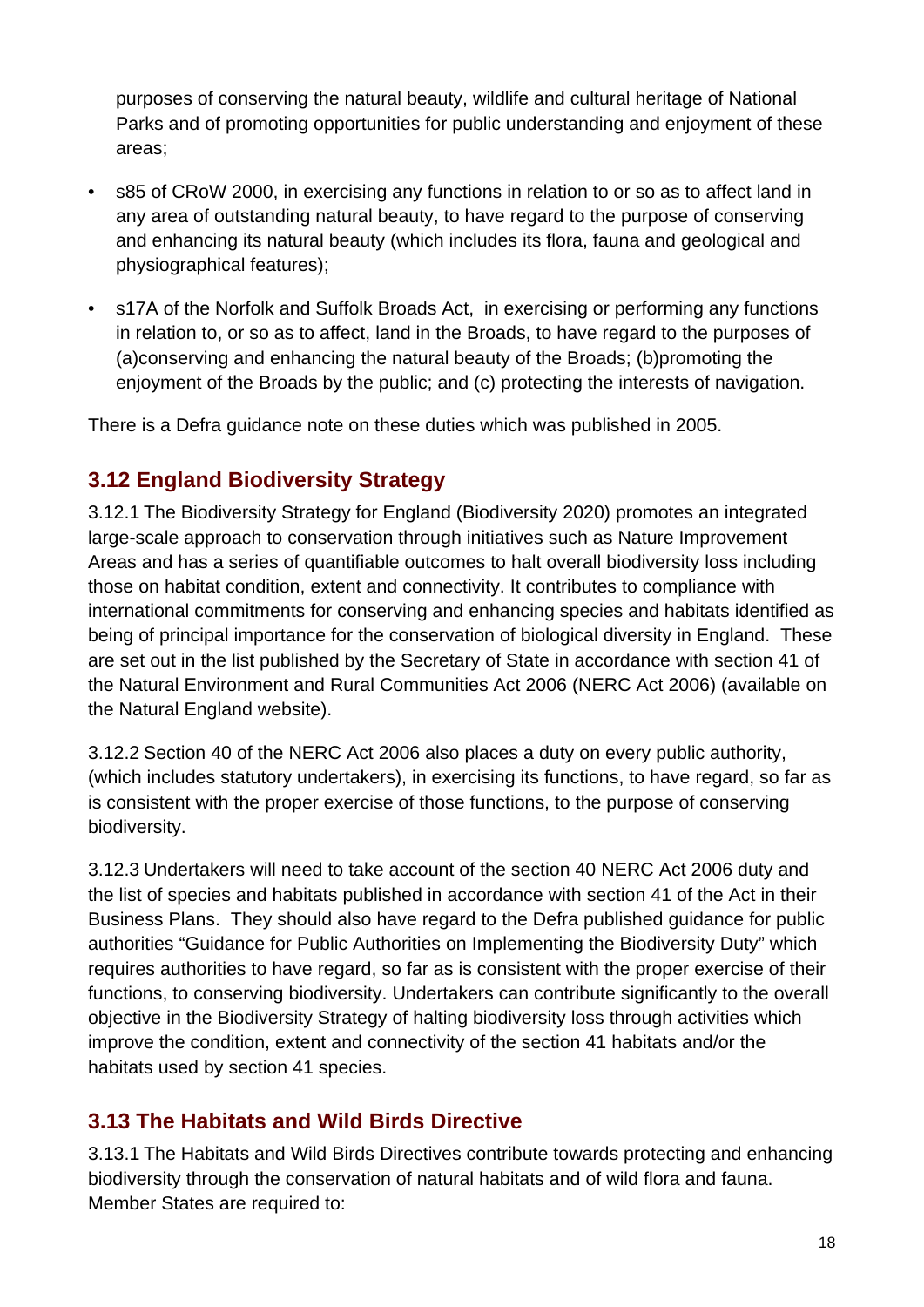purposes of conserving the natural beauty, wildlife and cultural heritage of National Parks and of promoting opportunities for public understanding and enjoyment of these areas;

- s85 of CRoW 2000, in exercising any functions in relation to or so as to affect land in any area of outstanding natural beauty, to have regard to the purpose of conserving and enhancing its natural beauty (which includes its flora, fauna and geological and physiographical features);
- s17A of the Norfolk and Suffolk Broads Act, in exercising or performing any functions in relation to, or so as to affect, land in the Broads, to have regard to the purposes of (a)conserving and enhancing the natural beauty of the Broads; (b)promoting the enjoyment of the Broads by the public; and (c) protecting the interests of navigation.

There is a Defra guidance note on these duties which was published in 2005.

## 3.12 England Biodiversity Strategy

3.12.1 The Biodiversity Strategy for England (Biodiversity 2020) promotes an integrated large-scale approach to conservation through initiatives such as Nature Improvement Areas and has a series of quantifiable outcomes to halt overall biodiversity loss including those on habitat condition, extent and connectivity. It contributes to compliance with international commitments for conserving and enhancing species and habitats identified as being of principal importance for the conservation of biological diversity in England. These are set out in the list published by the Secretary of State in accordance with section 41 of the Natural Environment and Rural Communities Act 2006 (NERC Act 2006) (available on the Natural England website).

3.12.2 Section 40 of the NERC Act 2006 also places a duty on every public authority, (which includes statutory undertakers), in exercising its functions, to have regard, so far as is consistent with the proper exercise of those functions, to the purpose of conserving biodiversity.

3.12.3 Undertakers will need to take account of the section 40 NERC Act 2006 duty and the list of species and habitats published in accordance with section 41 of the Act in their Business Plans. They should also have regard to the Defra published guidance for public authorities "Guidance for Public Authorities on Implementing the Biodiversity Duty" which requires authorities to have regard, so far as is consistent with the proper exercise of their functions, to conserving biodiversity. Undertakers can contribute significantly to the overall objective in the Biodiversity Strategy of halting biodiversity loss through activities which improve the condition, extent and connectivity of the section 41 habitats and/or the habitats used by section 41 species.

## 3.13 The Habitats and Wild Birds Directive

3.13.1 The Habitats and Wild Birds Directives contribute towards protecting and enhancing biodiversity through the conservation of natural habitats and of wild flora and fauna. Member States are required to: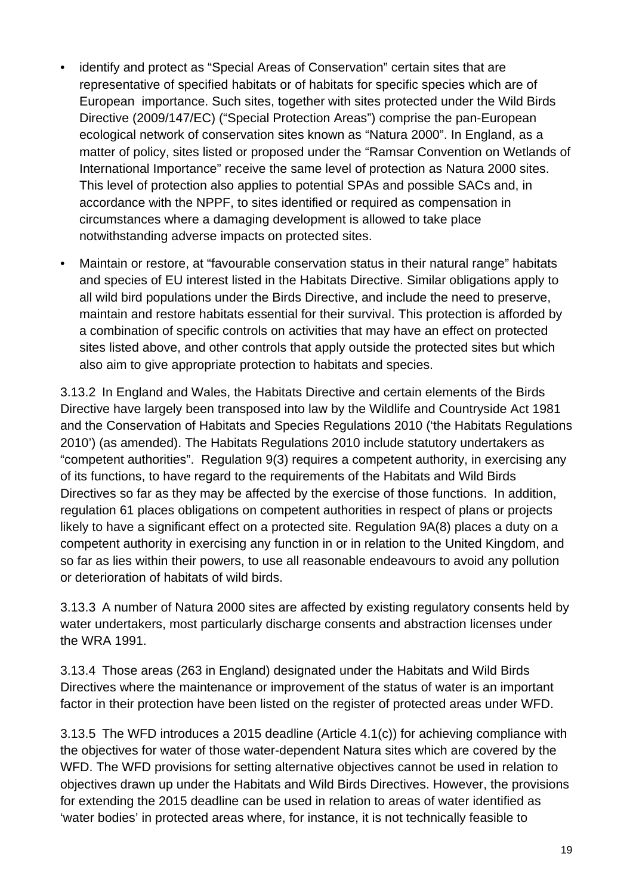- identify and protect as "Special Areas of Conservation" certain sites that are representative of specified habitats or of habitats for specific species which are of European importance. Such sites, together with sites protected under the Wild Birds Directive (2009/147/EC) ("Special Protection Areas") comprise the pan-European ecological network of conservation sites known as "Natura 2000". In England, as a matter of policy, sites listed or proposed under the "Ramsar Convention on Wetlands of International Importance" receive the same level of protection as Natura 2000 sites. This level of protection also applies to potential SPAs and possible SACs and, in accordance with the NPPF, to sites identified or required as compensation in circumstances where a damaging development is allowed to take place notwithstanding adverse impacts on protected sites.
- Maintain or restore, at "favourable conservation status in their natural range" habitats and species of EU interest listed in the Habitats Directive. Similar obligations apply to all wild bird populations under the Birds Directive, and include the need to preserve, maintain and restore habitats essential for their survival. This protection is afforded by a combination of specific controls on activities that may have an effect on protected sites listed above, and other controls that apply outside the protected sites but which also aim to give appropriate protection to habitats and species.

3.13.2 In England and Wales, the Habitats Directive and certain elements of the Birds Directive have largely been transposed into law by the Wildlife and Countryside Act 1981 and the Conservation of Habitats and Species Regulations 2010 ('the Habitats Regulations 2010') (as amended). The Habitats Regulations 2010 include statutory undertakers as "competent authorities". Regulation 9(3) requires a competent authority, in exercising any of its functions, to have regard to the requirements of the Habitats and Wild Birds Directives so far as they may be affected by the exercise of those functions. In addition, regulation 61 places obligations on competent authorities in respect of plans or projects likely to have a significant effect on a protected site. Regulation 9A(8) places a duty on a competent authority in exercising any function in or in relation to the United Kingdom, and so far as lies within their powers, to use all reasonable endeavours to avoid any pollution or deterioration of habitats of wild birds.

3.13.3 A number of Natura 2000 sites are affected by existing regulatory consents held by water undertakers, most particularly discharge consents and abstraction licenses under the WRA 1991.

3.13.4 Those areas (263 in England) designated under the Habitats and Wild Birds Directives where the maintenance or improvement of the status of water is an important factor in their protection have been listed on the register of protected areas under WFD.

3.13.5 The WFD introduces a 2015 deadline (Article 4.1(c)) for achieving compliance with the objectives for water of those water-dependent Natura sites which are covered by the WFD. The WFD provisions for setting alternative objectives cannot be used in relation to objectives drawn up under the Habitats and Wild Birds Directives. However, the provisions for extending the 2015 deadline can be used in relation to areas of water identified as 'water bodies' in protected areas where, for instance, it is not technically feasible to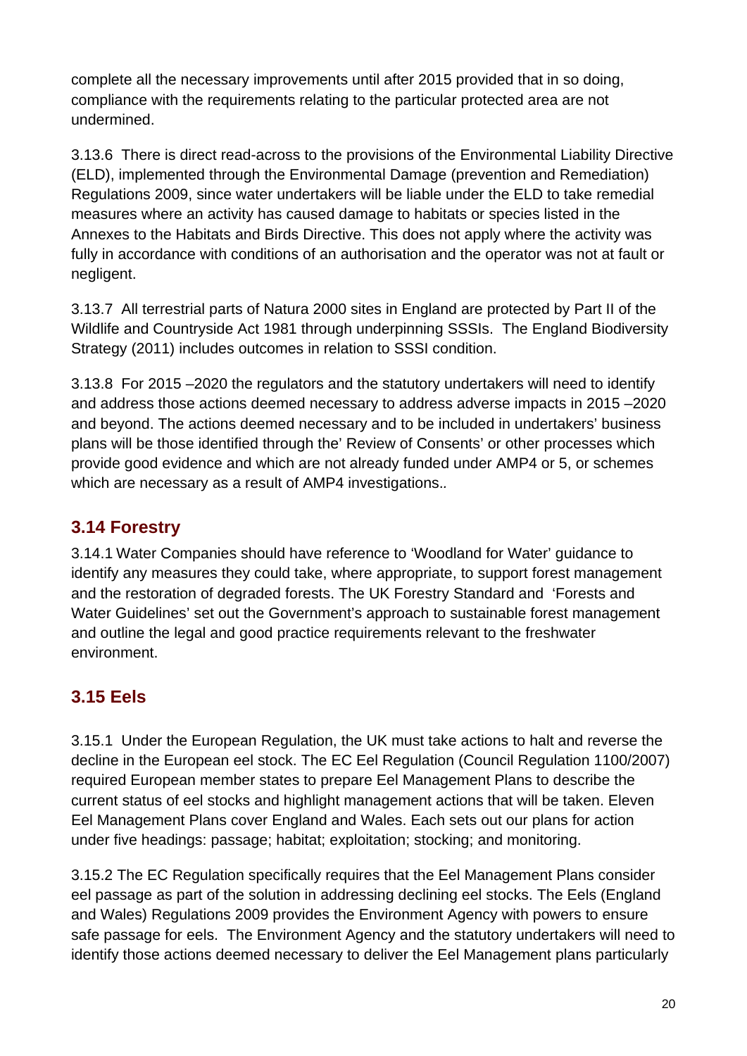complete all the necessary improvements until after 2015 provided that in so doing, compliance with the requirements relating to the particular protected area are not undermined.

3.13.6 There is direct read-across to the provisions of the Environmental Liability Directive (ELD), implemented through the Environmental Damage (prevention and Remediation) Regulations 2009, since water undertakers will be liable under the ELD to take remedial measures where an activity has caused damage to habitats or species listed in the Annexes to the Habitats and Birds Directive. This does not apply where the activity was fully in accordance with conditions of an authorisation and the operator was not at fault or negligent.

3.13.7 All terrestrial parts of Natura 2000 sites in England are protected by Part II of the Wildlife and Countryside Act 1981 through underpinning SSSIs. The England Biodiversity Strategy (2011) includes outcomes in relation to SSSI condition.

3.13.8 For 2015 –2020 the regulators and the statutory undertakers will need to identify and address those actions deemed necessary to address adverse impacts in 2015 –2020 and beyond. The actions deemed necessary and to be included in undertakers' business plans will be those identified through the' Review of Consents' or other processes which provide good evidence and which are not already funded under AMP4 or 5, or schemes which are necessary as a result of AMP4 investigations..

## 3.14 Forestry

3.14.1 Water Companies should have reference to 'Woodland for Water' guidance to identify any measures they could take, where appropriate, to support forest management and the restoration of degraded forests. The UK Forestry Standard and 'Forests and Water Guidelines' set out the Government's approach to sustainable forest management and outline the legal and good practice requirements relevant to the freshwater environment.

## 3.15 Eels

3.15.1 Under the European Regulation, the UK must take actions to halt and reverse the decline in the European eel stock. The EC Eel Regulation (Council Regulation 1100/2007) required European member states to prepare Eel Management Plans to describe the current status of eel stocks and highlight management actions that will be taken. Eleven Eel Management Plans cover England and Wales. Each sets out our plans for action under five headings: passage; habitat; exploitation; stocking; and monitoring.

3.15.2 The EC Regulation specifically requires that the Eel Management Plans consider eel passage as part of the solution in addressing declining eel stocks. The Eels (England and Wales) Regulations 2009 provides the Environment Agency with powers to ensure safe passage for eels. The Environment Agency and the statutory undertakers will need to identify those actions deemed necessary to deliver the Eel Management plans particularly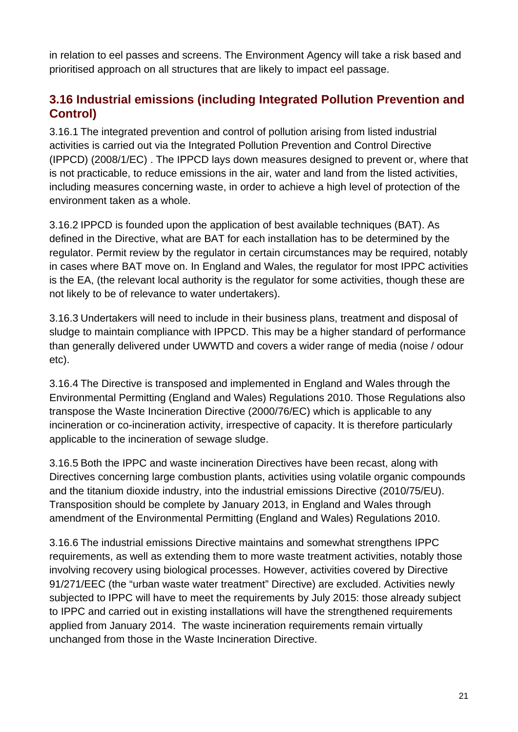in relation to eel passes and screens. The Environment Agency will take a risk based and prioritised approach on all structures that are likely to impact eel passage.

## 3.16 Industrial emissions (including Integrated Pollution Prevention and Control)

3.16.1 The integrated prevention and control of pollution arising from listed industrial activities is carried out via the Integrated Pollution Prevention and Control Directive (IPPCD) (2008/1/EC) . The IPPCD lays down measures designed to prevent or, where that is not practicable, to reduce emissions in the air, water and land from the listed activities, including measures concerning waste, in order to achieve a high level of protection of the environment taken as a whole.

3.16.2 IPPCD is founded upon the application of best available techniques (BAT). As defined in the Directive, what are BAT for each installation has to be determined by the regulator. Permit review by the regulator in certain circumstances may be required, notably in cases where BAT move on. In England and Wales, the regulator for most IPPC activities is the EA, (the relevant local authority is the regulator for some activities, though these are not likely to be of relevance to water undertakers).

3.16.3 Undertakers will need to include in their business plans, treatment and disposal of sludge to maintain compliance with IPPCD. This may be a higher standard of performance than generally delivered under UWWTD and covers a wider range of media (noise / odour etc).

3.16.4 The Directive is transposed and implemented in England and Wales through the Environmental Permitting (England and Wales) Regulations 2010. Those Regulations also transpose the Waste Incineration Directive (2000/76/EC) which is applicable to any incineration or co-incineration activity, irrespective of capacity. It is therefore particularly applicable to the incineration of sewage sludge.

3.16.5 Both the IPPC and waste incineration Directives have been recast, along with Directives concerning large combustion plants, activities using volatile organic compounds and the titanium dioxide industry, into the industrial emissions Directive (2010/75/EU). Transposition should be complete by January 2013, in England and Wales through amendment of the Environmental Permitting (England and Wales) Regulations 2010.

3.16.6 The industrial emissions Directive maintains and somewhat strengthens IPPC requirements, as well as extending them to more waste treatment activities, notably those involving recovery using biological processes. However, activities covered by Directive 91/271/EEC (the "urban waste water treatment" Directive) are excluded. Activities newly subjected to IPPC will have to meet the requirements by July 2015: those already subject to IPPC and carried out in existing installations will have the strengthened requirements applied from January 2014. The waste incineration requirements remain virtually unchanged from those in the Waste Incineration Directive.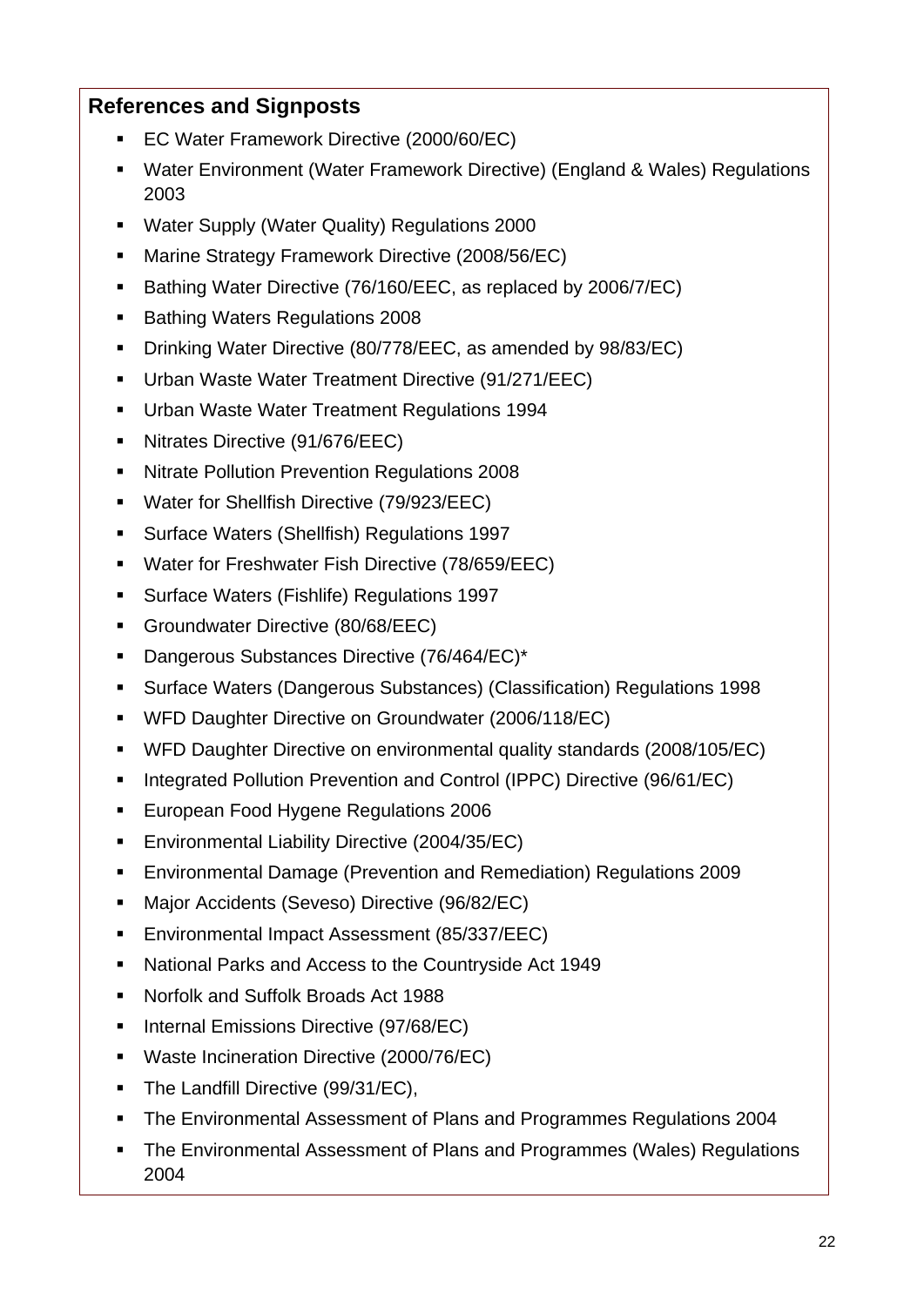**References and Signposts**

- EC Water Framework Directive (2000/60/EC)
- Water Environment (Water Framework Directive) (England & Wales) Regulations 2003
- Water Supply (Water Quality) Regulations 2000
- Marine Strategy Framework Directive (2008/56/EC)
- Bathing Water Directive (76/160/EEC, as replaced by 2006/7/EC)
- Bathing Waters Regulations 2008
- Drinking Water Directive (80/778/EEC, as amended by 98/83/EC)
- Urban Waste Water Treatment Directive (91/271/EEC)
- Urban Waste Water Treatment Regulations 1994
- Nitrates Directive (91/676/EEC)
- Nitrate Pollution Prevention Regulations 2008
- Water for Shellfish Directive (79/923/EEC)
- Surface Waters (Shellfish) Regulations 1997
- Water for Freshwater Fish Directive (78/659/EEC)
- Surface Waters (Fishlife) Regulations 1997
- Groundwater Directive (80/68/EEC)
- Dangerous Substances Directive (76/464/EC)*
- Surface Waters (Dangerous Substances) (Classification) Regulations 1998
- WFD Daughter Directive on Groundwater (2006/118/EC)
- WFD Daughter Directive on environmental quality standards (2008/105/EC)
- Integrated Pollution Prevention and Control (IPPC) Directive (96/61/EC)
- European Food Hygene Regulations 2006
- Environmental Liability Directive (2004/35/EC)
- Environmental Damage (Prevention and Remediation) Regulations 2009
- Major Accidents (Seveso) Directive (96/82/EC)
- Environmental Impact Assessment (85/337/EEC)
- National Parks and Access to the Countryside Act 1949
- Norfolk and Suffolk Broads Act 1988
- Internal Emissions Directive (97/68/EC)
- Waste Incineration Directive (2000/76/EC)
- The Landfill Directive (99/31/EC),
- The Environmental Assessment of Plans and Programmes Regulations 2004
- The Environmental Assessment of Plans and Programmes (Wales) Regulations 2004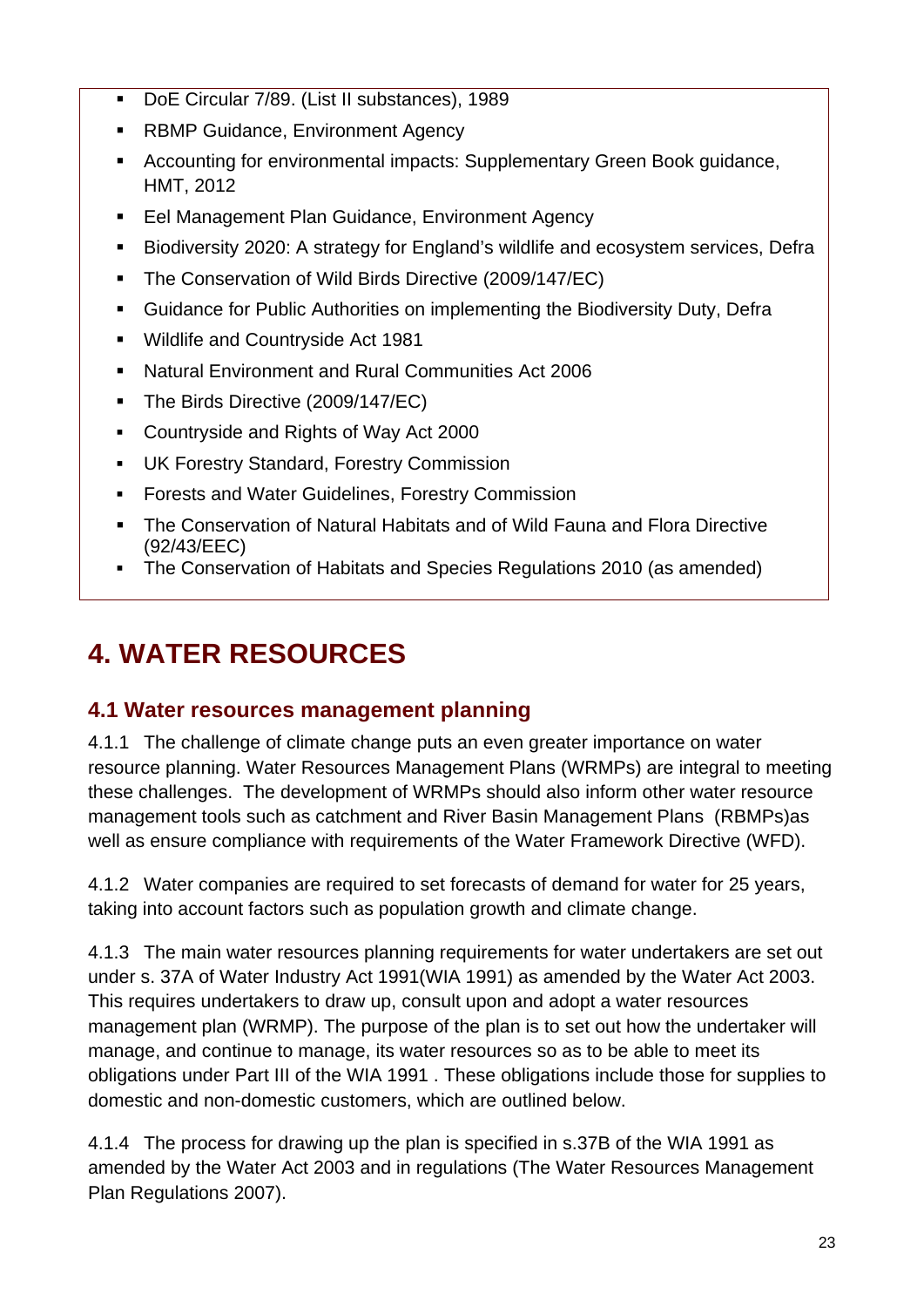- DoE Circular 7/89. (List II substances), 1989
- RBMP Guidance, Environment Agency
- Accounting for environmental impacts: Supplementary Green Book guidance, HMT, 2012
- Eel Management Plan Guidance, Environment Agency
- Biodiversity 2020: A strategy for England's wildlife and ecosystem services, Defra
- The Conservation of Wild Birds Directive (2009/147/EC)
- Guidance for Public Authorities on implementing the Biodiversity Duty, Defra
- Wildlife and Countryside Act 1981
- Natural Environment and Rural Communities Act 2006
- The Birds Directive (2009/147/EC)
- Countryside and Rights of Way Act 2000
- UK Forestry Standard, Forestry Commission
- Forests and Water Guidelines, Forestry Commission
- The Conservation of Natural Habitats and of Wild Fauna and Flora Directive (92/43/EEC)
- The Conservation of Habitats and Species Regulations 2010 (as amended)

# 4. WATER RESOURCES

## 4.1 Water resources management planning

4.1.1 The challenge of climate change puts an even greater importance on water resource planning. Water Resources Management Plans (WRMPs) are integral to meeting these challenges. The development of WRMPs should also inform other water resource management tools such as catchment and River Basin Management Plans (RBMPs)as well as ensure compliance with requirements of the Water Framework Directive (WFD).

4.1.2 Water companies are required to set forecasts of demand for water for 25 years, taking into account factors such as population growth and climate change.

4.1.3 The main water resources planning requirements for water undertakers are set out under s. 37A of Water Industry Act 1991(WIA 1991) as amended by the Water Act 2003. This requires undertakers to draw up, consult upon and adopt a water resources management plan (WRMP). The purpose of the plan is to set out how the undertaker will manage, and continue to manage, its water resources so as to be able to meet its obligations under Part III of the WIA 1991 . These obligations include those for supplies to domestic and non-domestic customers, which are outlined below.

4.1.4 The process for drawing up the plan is specified in s.37B of the WIA 1991 as amended by the Water Act 2003 and in regulations (The Water Resources Management Plan Regulations 2007).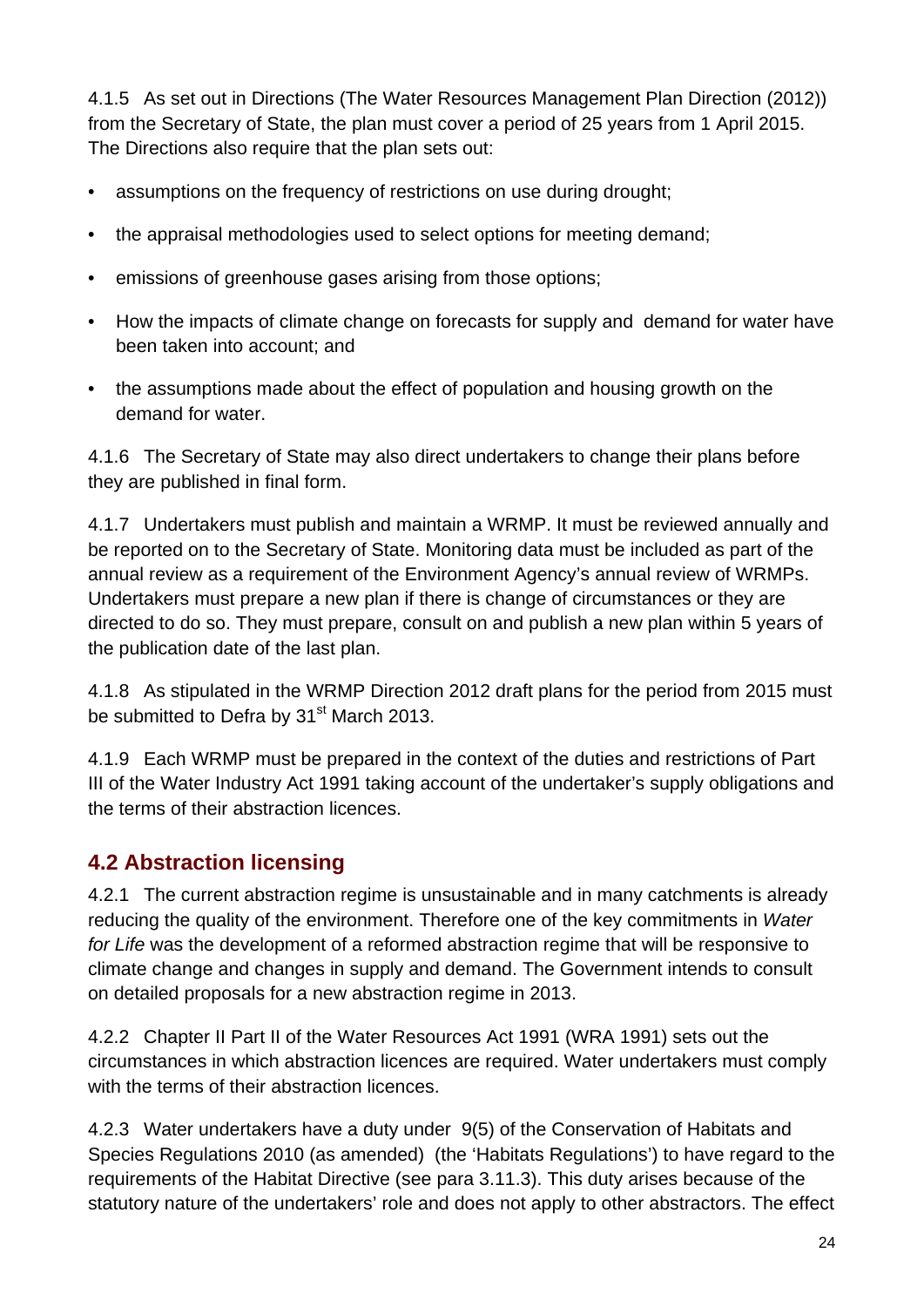4.1.5 As set out in Directions (The Water Resources Management Plan Direction (2012)) from the Secretary of State, the plan must cover a period of 25 years from 1 April 2015. The Directions also require that the plan sets out:

- assumptions on the frequency of restrictions on use during drought;
- the appraisal methodologies used to select options for meeting demand;
- emissions of greenhouse gases arising from those options;
- How the impacts of climate change on forecasts for supply and demand for water have been taken into account; and
- the assumptions made about the effect of population and housing growth on the demand for water.

4.1.6 The Secretary of State may also direct undertakers to change their plans before they are published in final form.

4.1.7 Undertakers must publish and maintain a WRMP. It must be reviewed annually and be reported on to the Secretary of State. Monitoring data must be included as part of the annual review as a requirement of the Environment Agency's annual review of WRMPs. Undertakers must prepare a new plan if there is change of circumstances or they are directed to do so. They must prepare, consult on and publish a new plan within 5 years of the publication date of the last plan.

4.1.8 As stipulated in the WRMP Direction 2012 draft plans for the period from 2015 must be submitted to Defra by 31st March 2013.

4.1.9 Each WRMP must be prepared in the context of the duties and restrictions of Part III of the Water Industry Act 1991 taking account of the undertaker's supply obligations and the terms of their abstraction licences.

## 4.2 Abstraction licensing

4.2.1 The current abstraction regime is unsustainable and in many catchments is already reducing the quality of the environment. Therefore one of the key commitments in *Water for Life* was the development of a reformed abstraction regime that will be responsive to climate change and changes in supply and demand. The Government intends to consult on detailed proposals for a new abstraction regime in 2013.

4.2.2 Chapter II Part II of the Water Resources Act 1991 (WRA 1991) sets out the circumstances in which abstraction licences are required. Water undertakers must comply with the terms of their abstraction licences.

4.2.3 Water undertakers have a duty under 9(5) of the Conservation of Habitats and Species Regulations 2010 (as amended) (the 'Habitats Regulations') to have regard to the requirements of the Habitat Directive (see para 3.11.3). This duty arises because of the statutory nature of the undertakers' role and does not apply to other abstractors. The effect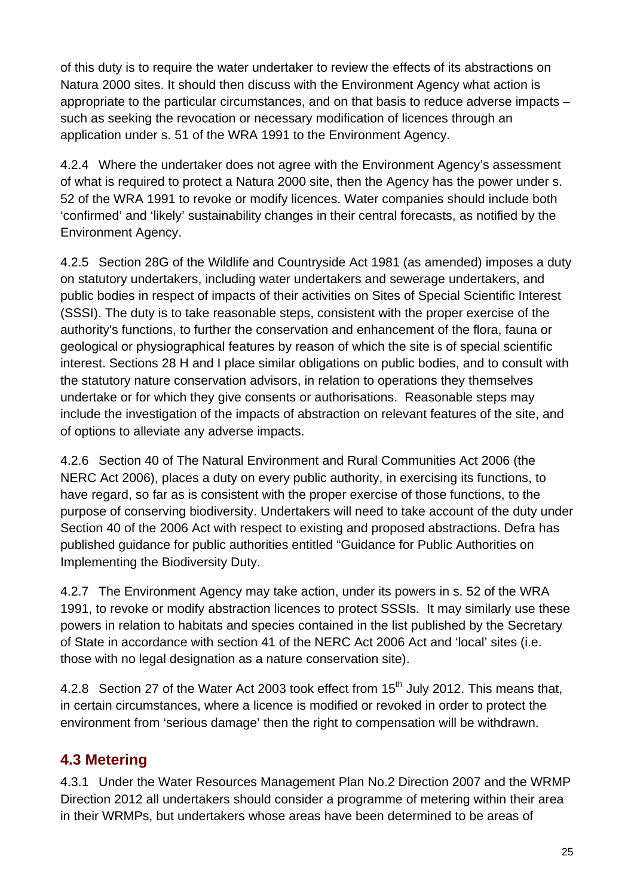of this duty is to require the water undertaker to review the effects of its abstractions on Natura 2000 sites. It should then discuss with the Environment Agency what action is appropriate to the particular circumstances, and on that basis to reduce adverse impacts – such as seeking the revocation or necessary modification of licences through an application under s. 51 of the WRA 1991 to the Environment Agency.

4.2.4 Where the undertaker does not agree with the Environment Agency's assessment of what is required to protect a Natura 2000 site, then the Agency has the power under s. 52 of the WRA 1991 to revoke or modify licences. Water companies should include both 'confirmed' and 'likely' sustainability changes in their central forecasts, as notified by the Environment Agency.

4.2.5 Section 28G of the Wildlife and Countryside Act 1981 (as amended) imposes a duty on statutory undertakers, including water undertakers and sewerage undertakers, and public bodies in respect of impacts of their activities on Sites of Special Scientific Interest (SSSI). The duty is to take reasonable steps, consistent with the proper exercise of the authority's functions, to further the conservation and enhancement of the flora, fauna or geological or physiographical features by reason of which the site is of special scientific interest. Sections 28 H and I place similar obligations on public bodies, and to consult with the statutory nature conservation advisors, in relation to operations they themselves undertake or for which they give consents or authorisations. Reasonable steps may include the investigation of the impacts of abstraction on relevant features of the site, and of options to alleviate any adverse impacts.

4.2.6 Section 40 of The Natural Environment and Rural Communities Act 2006 (the NERC Act 2006), places a duty on every public authority, in exercising its functions, to have regard, so far as is consistent with the proper exercise of those functions, to the purpose of conserving biodiversity. Undertakers will need to take account of the duty under Section 40 of the 2006 Act with respect to existing and proposed abstractions. Defra has published guidance for public authorities entitled "Guidance for Public Authorities on Implementing the Biodiversity Duty.

4.2.7 The Environment Agency may take action, under its powers in s. 52 of the WRA 1991, to revoke or modify abstraction licences to protect SSSIs. It may similarly use these powers in relation to habitats and species contained in the list published by the Secretary of State in accordance with section 41 of the NERC Act 2006 Act and 'local' sites (i.e. those with no legal designation as a nature conservation site).

4.2.8 Section 27 of the Water Act 2003 took effect from 15th July 2012. This means that, in certain circumstances, where a licence is modified or revoked in order to protect the environment from 'serious damage' then the right to compensation will be withdrawn.

## 4.3 Metering

4.3.1 Under the Water Resources Management Plan No.2 Direction 2007 and the WRMP Direction 2012 all undertakers should consider a programme of metering within their area in their WRMPs, but undertakers whose areas have been determined to be areas of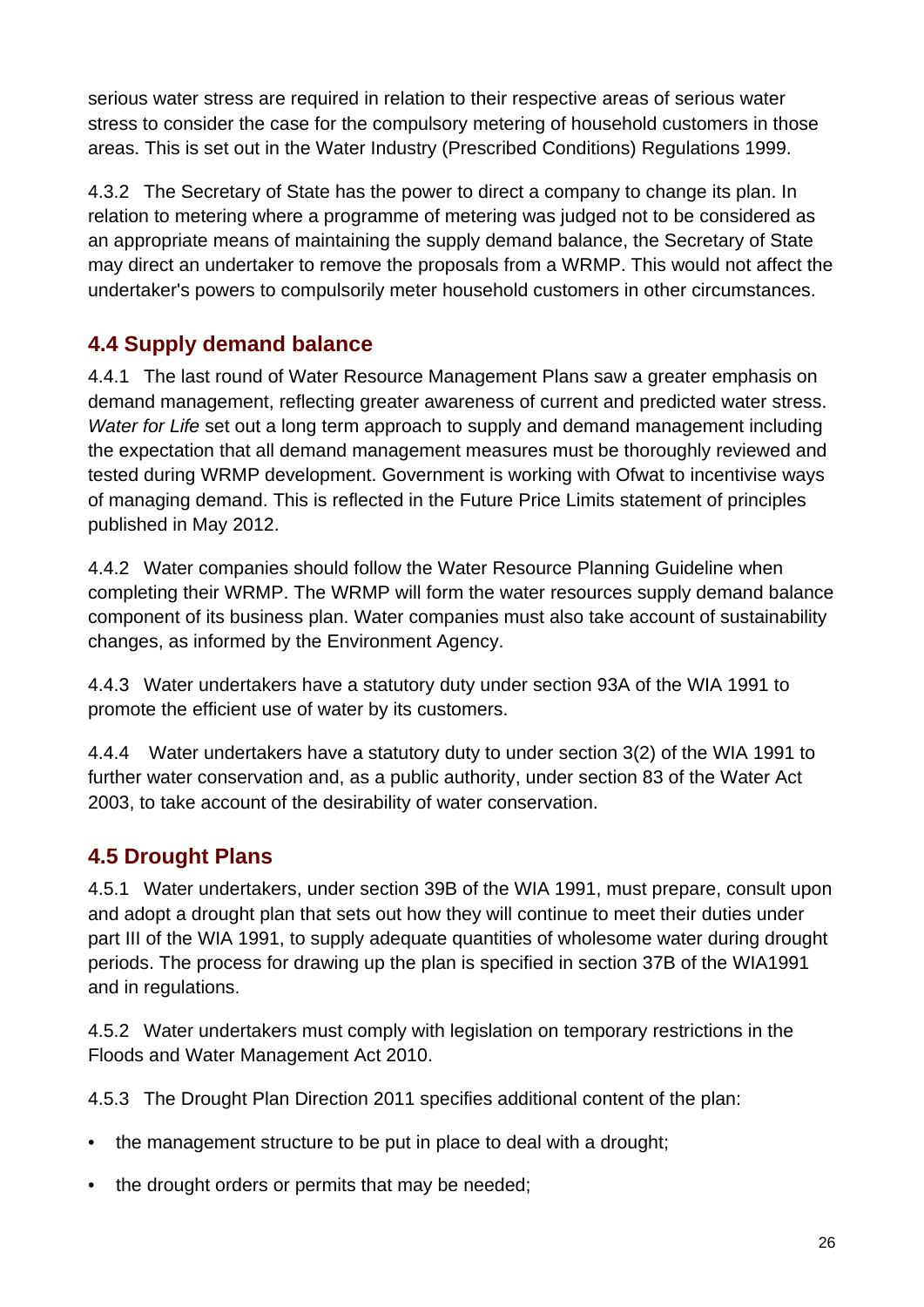serious water stress are required in relation to their respective areas of serious water stress to consider the case for the compulsory metering of household customers in those areas. This is set out in the Water Industry (Prescribed Conditions) Regulations 1999.

4.3.2 The Secretary of State has the power to direct a company to change its plan. In relation to metering where a programme of metering was judged not to be considered as an appropriate means of maintaining the supply demand balance, the Secretary of State may direct an undertaker to remove the proposals from a WRMP. This would not affect the undertaker's powers to compulsorily meter household customers in other circumstances.

## 4.4 Supply demand balance

4.4.1 The last round of Water Resource Management Plans saw a greater emphasis on demand management, reflecting greater awareness of current and predicted water stress. *Water for Life* set out a long term approach to supply and demand management including the expectation that all demand management measures must be thoroughly reviewed and tested during WRMP development. Government is working with Ofwat to incentivise ways of managing demand. This is reflected in the Future Price Limits statement of principles published in May 2012.

4.4.2 Water companies should follow the Water Resource Planning Guideline when completing their WRMP. The WRMP will form the water resources supply demand balance component of its business plan. Water companies must also take account of sustainability changes, as informed by the Environment Agency.

4.4.3 Water undertakers have a statutory duty under section 93A of the WIA 1991 to promote the efficient use of water by its customers.

4.4.4 Water undertakers have a statutory duty to under section 3(2) of the WIA 1991 to further water conservation and, as a public authority, under section 83 of the Water Act 2003, to take account of the desirability of water conservation.

## 4.5 Drought Plans

4.5.1 Water undertakers, under section 39B of the WIA 1991, must prepare, consult upon and adopt a drought plan that sets out how they will continue to meet their duties under part III of the WIA 1991, to supply adequate quantities of wholesome water during drought periods. The process for drawing up the plan is specified in section 37B of the WIA1991 and in regulations.

4.5.2 Water undertakers must comply with legislation on temporary restrictions in the Floods and Water Management Act 2010.

4.5.3 The Drought Plan Direction 2011 specifies additional content of the plan:

- the management structure to be put in place to deal with a drought;
- the drought orders or permits that may be needed;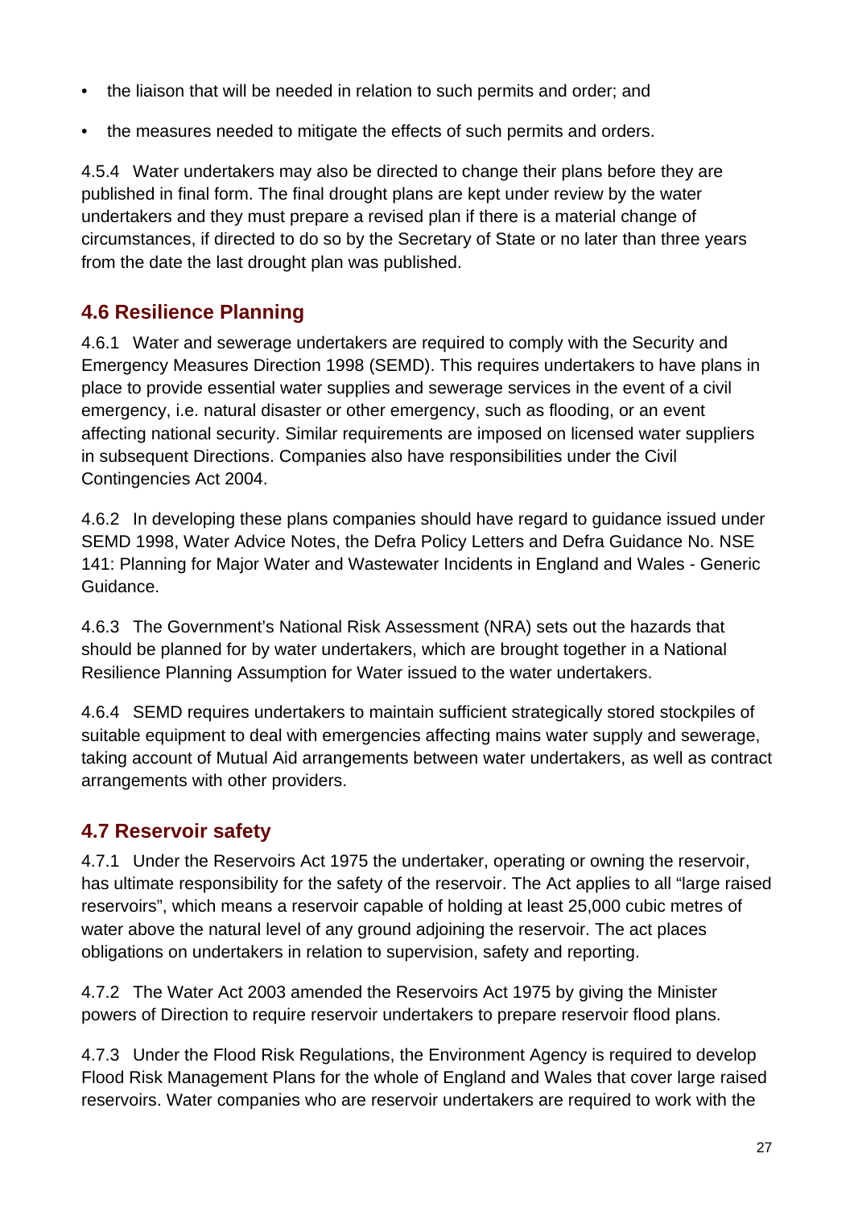- the liaison that will be needed in relation to such permits and order; and
- the measures needed to mitigate the effects of such permits and orders.

4.5.4 Water undertakers may also be directed to change their plans before they are published in final form. The final drought plans are kept under review by the water undertakers and they must prepare a revised plan if there is a material change of circumstances, if directed to do so by the Secretary of State or no later than three years from the date the last drought plan was published.

## 4.6 Resilience Planning

4.6.1 Water and sewerage undertakers are required to comply with the Security and Emergency Measures Direction 1998 (SEMD). This requires undertakers to have plans in place to provide essential water supplies and sewerage services in the event of a civil emergency, i.e. natural disaster or other emergency, such as flooding, or an event affecting national security. Similar requirements are imposed on licensed water suppliers in subsequent Directions. Companies also have responsibilities under the Civil Contingencies Act 2004.

4.6.2 In developing these plans companies should have regard to guidance issued under SEMD 1998, Water Advice Notes, the Defra Policy Letters and Defra Guidance No. NSE 141: Planning for Major Water and Wastewater Incidents in England and Wales - Generic Guidance.

4.6.3 The Government's National Risk Assessment (NRA) sets out the hazards that should be planned for by water undertakers, which are brought together in a National Resilience Planning Assumption for Water issued to the water undertakers.

4.6.4 SEMD requires undertakers to maintain sufficient strategically stored stockpiles of suitable equipment to deal with emergencies affecting mains water supply and sewerage, taking account of Mutual Aid arrangements between water undertakers, as well as contract arrangements with other providers.

## 4.7 Reservoir safety

4.7.1 Under the Reservoirs Act 1975 the undertaker, operating or owning the reservoir, has ultimate responsibility for the safety of the reservoir. The Act applies to all "large raised reservoirs", which means a reservoir capable of holding at least 25,000 cubic metres of water above the natural level of any ground adjoining the reservoir. The act places obligations on undertakers in relation to supervision, safety and reporting.

4.7.2 The Water Act 2003 amended the Reservoirs Act 1975 by giving the Minister powers of Direction to require reservoir undertakers to prepare reservoir flood plans.

4.7.3 Under the Flood Risk Regulations, the Environment Agency is required to develop Flood Risk Management Plans for the whole of England and Wales that cover large raised reservoirs. Water companies who are reservoir undertakers are required to work with the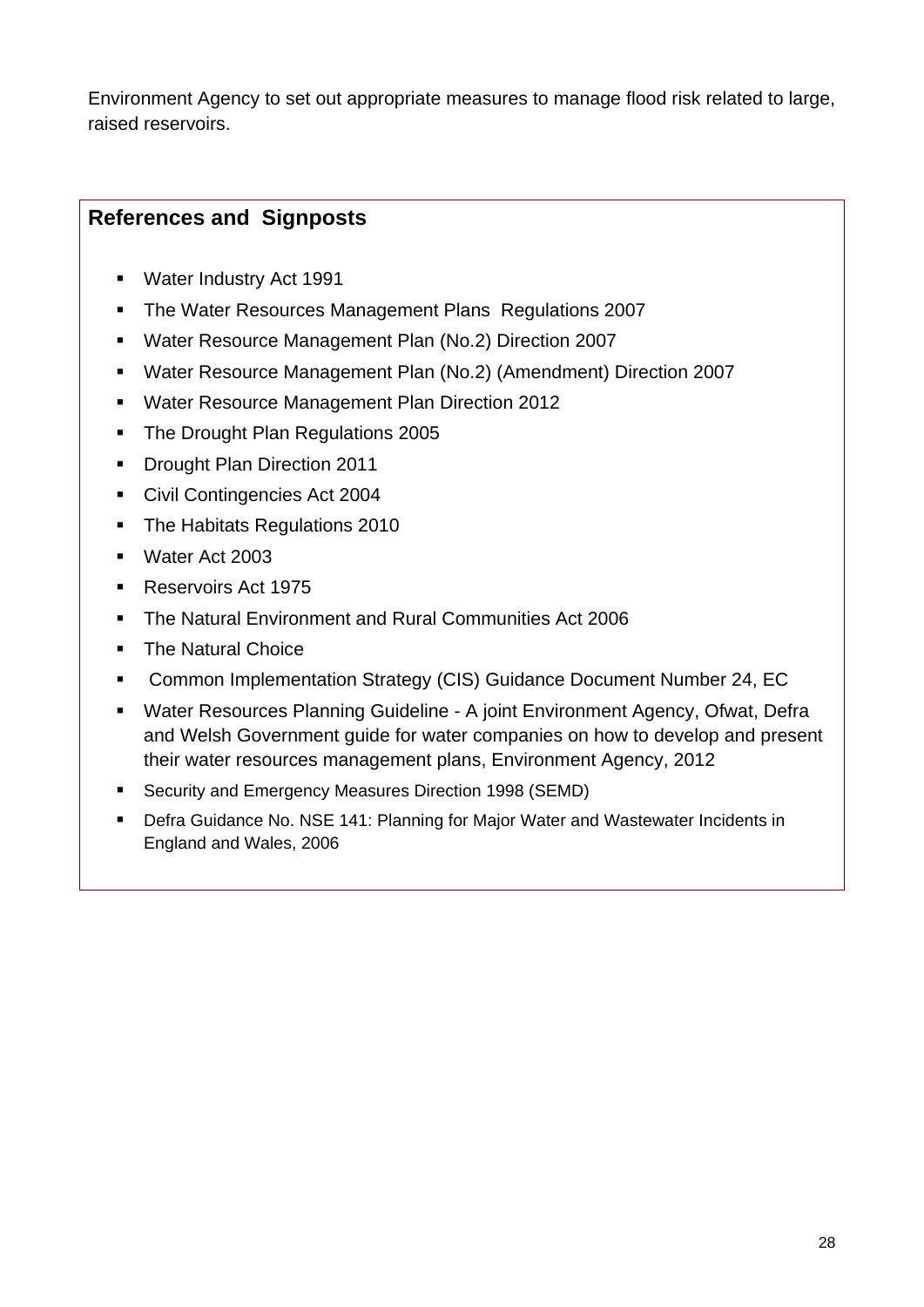Environment Agency to set out appropriate measures to manage flood risk related to large, raised reservoirs.

**References and Signposts**

- Water Industry Act 1991
- The Water Resources Management Plans Regulations 2007
- Water Resource Management Plan (No.2) Direction 2007
- Water Resource Management Plan (No.2) (Amendment) Direction 2007
- Water Resource Management Plan Direction 2012
- The Drought Plan Regulations 2005
- Drought Plan Direction 2011
- Civil Contingencies Act 2004
- The Habitats Regulations 2010
- Water Act 2003
- Reservoirs Act 1975
- The Natural Environment and Rural Communities Act 2006
- The Natural Choice
- Common Implementation Strategy (CIS) Guidance Document Number 24, EC
- Water Resources Planning Guideline - A joint Environment Agency, Ofwat, Defra and Welsh Government guide for water companies on how to develop and present their water resources management plans, Environment Agency, 2012
- Security and Emergency Measures Direction 1998 (SEMD)
- Defra Guidance No. NSE 141: Planning for Major Water and Wastewater Incidents in England and Wales, 2006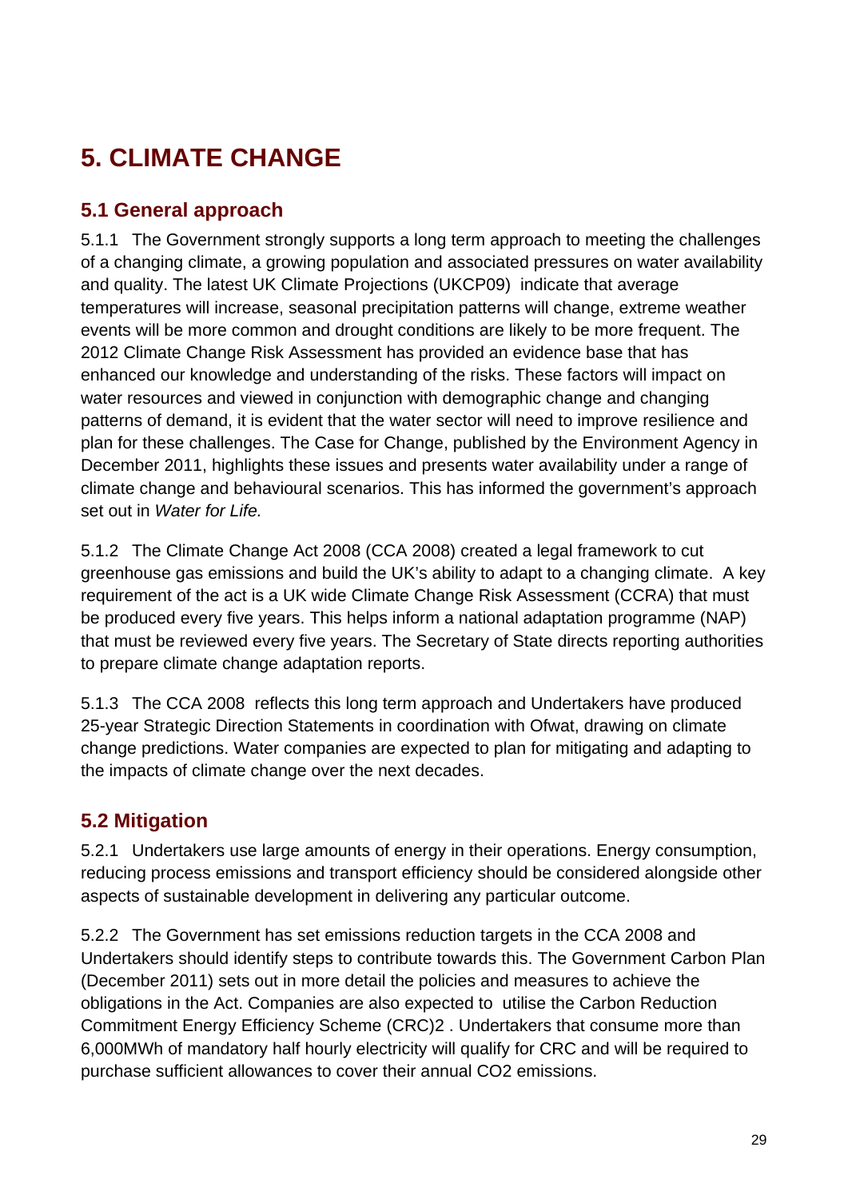# 5. CLIMATE CHANGE

## 5.1 General approach

5.1.1 The Government strongly supports a long term approach to meeting the challenges of a changing climate, a growing population and associated pressures on water availability and quality. The latest UK Climate Projections (UKCP09) indicate that average temperatures will increase, seasonal precipitation patterns will change, extreme weather events will be more common and drought conditions are likely to be more frequent. The 2012 Climate Change Risk Assessment has provided an evidence base that has enhanced our knowledge and understanding of the risks. These factors will impact on water resources and viewed in conjunction with demographic change and changing patterns of demand, it is evident that the water sector will need to improve resilience and plan for these challenges. The Case for Change, published by the Environment Agency in December 2011, highlights these issues and presents water availability under a range of climate change and behavioural scenarios. This has informed the government's approach set out in *Water for Life.*

5.1.2 The Climate Change Act 2008 (CCA 2008) created a legal framework to cut greenhouse gas emissions and build the UK's ability to adapt to a changing climate. A key requirement of the act is a UK wide Climate Change Risk Assessment (CCRA) that must be produced every five years. This helps inform a national adaptation programme (NAP) that must be reviewed every five years. The Secretary of State directs reporting authorities to prepare climate change adaptation reports.

5.1.3 The CCA 2008 reflects this long term approach and Undertakers have produced 25-year Strategic Direction Statements in coordination with Ofwat, drawing on climate change predictions. Water companies are expected to plan for mitigating and adapting to the impacts of climate change over the next decades.

## 5.2 Mitigation

5.2.1 Undertakers use large amounts of energy in their operations. Energy consumption, reducing process emissions and transport efficiency should be considered alongside other aspects of sustainable development in delivering any particular outcome.

5.2.2 The Government has set emissions reduction targets in the CCA 2008 and Undertakers should identify steps to contribute towards this. The Government Carbon Plan (December 2011) sets out in more detail the policies and measures to achieve the obligations in the Act. Companies are also expected to utilise the Carbon Reduction Commitment Energy Efficiency Scheme (CRC)[2] . Undertakers that consume more than 6,000MWh of mandatory half hourly electricity will qualify for CRC and will be required to purchase sufficient allowances to cover their annual $CO_2$ emissions.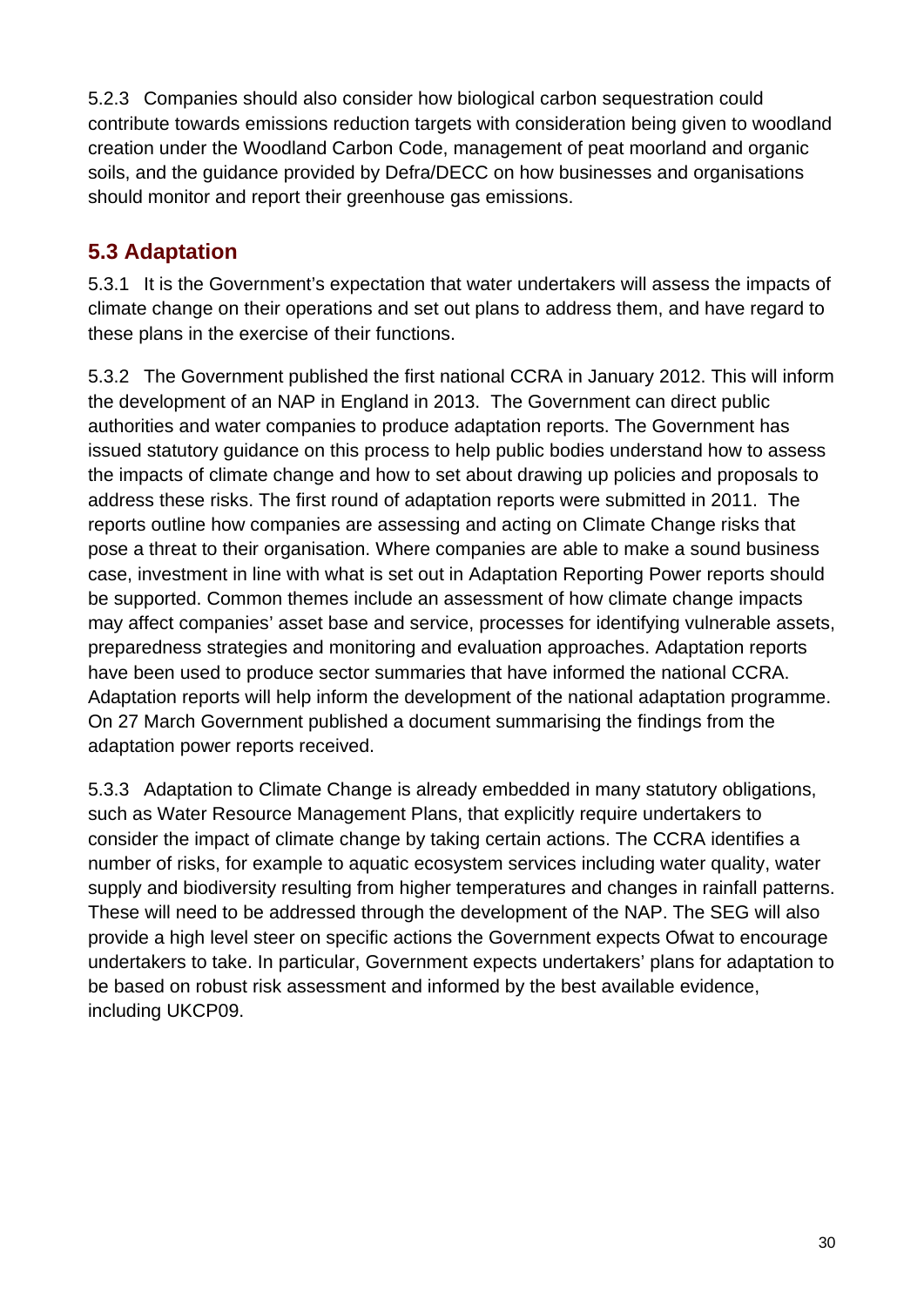5.2.3 Companies should also consider how biological carbon sequestration could contribute towards emissions reduction targets with consideration being given to woodland creation under the Woodland Carbon Code, management of peat moorland and organic soils, and the guidance provided by Defra/DECC on how businesses and organisations should monitor and report their greenhouse gas emissions.

## 5.3 Adaptation

5.3.1 It is the Government's expectation that water undertakers will assess the impacts of climate change on their operations and set out plans to address them, and have regard to these plans in the exercise of their functions.

5.3.2 The Government published the first national CCRA in January 2012. This will inform the development of an NAP in England in 2013. The Government can direct public authorities and water companies to produce adaptation reports. The Government has issued statutory guidance on this process to help public bodies understand how to assess the impacts of climate change and how to set about drawing up policies and proposals to address these risks. The first round of adaptation reports were submitted in 2011. The reports outline how companies are assessing and acting on Climate Change risks that pose a threat to their organisation. Where companies are able to make a sound business case, investment in line with what is set out in Adaptation Reporting Power reports should be supported. Common themes include an assessment of how climate change impacts may affect companies' asset base and service, processes for identifying vulnerable assets, preparedness strategies and monitoring and evaluation approaches. Adaptation reports have been used to produce sector summaries that have informed the national CCRA. Adaptation reports will help inform the development of the national adaptation programme. On 27 March Government published a document summarising the findings from the adaptation power reports received.

5.3.3 Adaptation to Climate Change is already embedded in many statutory obligations, such as Water Resource Management Plans, that explicitly require undertakers to consider the impact of climate change by taking certain actions. The CCRA identifies a number of risks, for example to aquatic ecosystem services including water quality, water supply and biodiversity resulting from higher temperatures and changes in rainfall patterns. These will need to be addressed through the development of the NAP. The SEG will also provide a high level steer on specific actions the Government expects Ofwat to encourage undertakers to take. In particular, Government expects undertakers' plans for adaptation to be based on robust risk assessment and informed by the best available evidence, including UKCP09.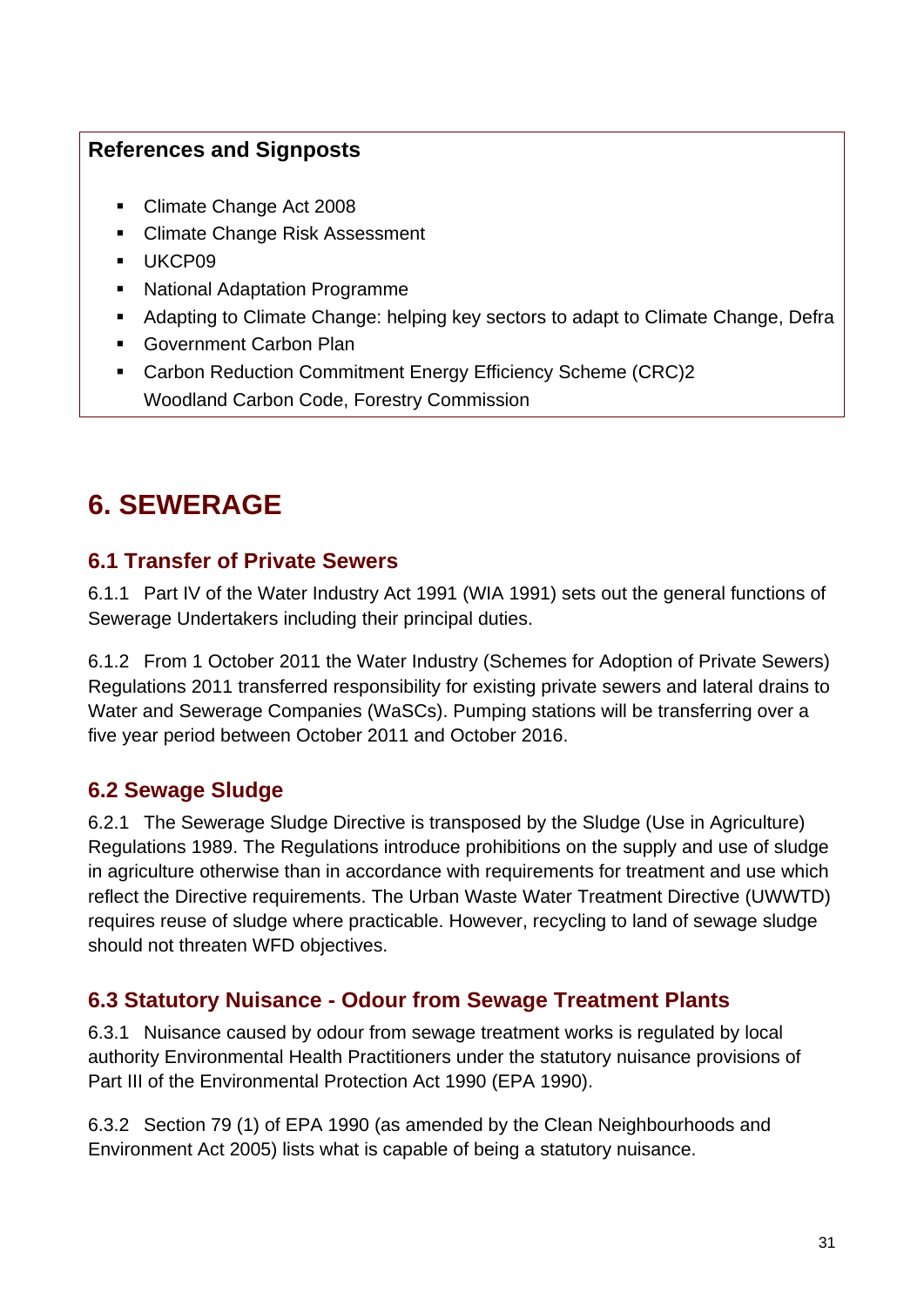**References and Signposts**

- Climate Change Act 2008
- Climate Change Risk Assessment
- UKCP09
- National Adaptation Programme
- Adapting to Climate Change: helping key sectors to adapt to Climate Change, Defra
- Government Carbon Plan
- Carbon Reduction Commitment Energy Efficiency Scheme (CRC)2
  Woodland Carbon Code, Forestry Commission

# 6. SEWERAGE

## 6.1 Transfer of Private Sewers

6.1.1 Part IV of the Water Industry Act 1991 (WIA 1991) sets out the general functions of Sewerage Undertakers including their principal duties.

6.1.2 From 1 October 2011 the Water Industry (Schemes for Adoption of Private Sewers) Regulations 2011 transferred responsibility for existing private sewers and lateral drains to Water and Sewerage Companies (WaSCs). Pumping stations will be transferring over a five year period between October 2011 and October 2016.

## 6.2 Sewage Sludge

6.2.1 The Sewerage Sludge Directive is transposed by the Sludge (Use in Agriculture) Regulations 1989. The Regulations introduce prohibitions on the supply and use of sludge in agriculture otherwise than in accordance with requirements for treatment and use which reflect the Directive requirements. The Urban Waste Water Treatment Directive (UWWTD) requires reuse of sludge where practicable. However, recycling to land of sewage sludge should not threaten WFD objectives.

## 6.3 Statutory Nuisance - Odour from Sewage Treatment Plants

6.3.1 Nuisance caused by odour from sewage treatment works is regulated by local authority Environmental Health Practitioners under the statutory nuisance provisions of Part III of the Environmental Protection Act 1990 (EPA 1990).

6.3.2 Section 79 (1) of EPA 1990 (as amended by the Clean Neighbourhoods and Environment Act 2005) lists what is capable of being a statutory nuisance.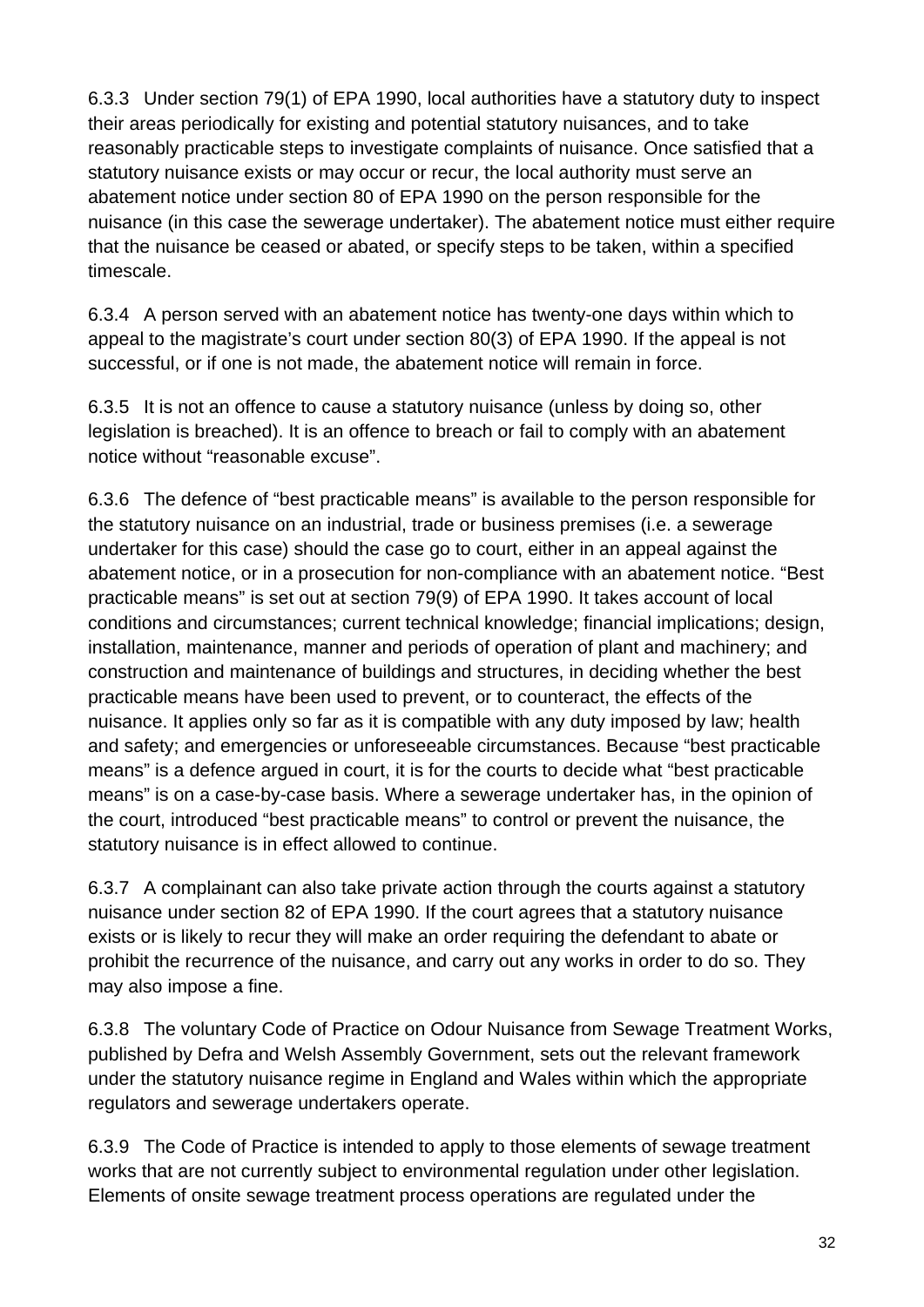6.3.3 Under section 79(1) of EPA 1990, local authorities have a statutory duty to inspect their areas periodically for existing and potential statutory nuisances, and to take reasonably practicable steps to investigate complaints of nuisance. Once satisfied that a statutory nuisance exists or may occur or recur, the local authority must serve an abatement notice under section 80 of EPA 1990 on the person responsible for the nuisance (in this case the sewerage undertaker). The abatement notice must either require that the nuisance be ceased or abated, or specify steps to be taken, within a specified timescale.

6.3.4 A person served with an abatement notice has twenty-one days within which to appeal to the magistrate's court under section 80(3) of EPA 1990. If the appeal is not successful, or if one is not made, the abatement notice will remain in force.

6.3.5 It is not an offence to cause a statutory nuisance (unless by doing so, other legislation is breached). It is an offence to breach or fail to comply with an abatement notice without "reasonable excuse".

6.3.6 The defence of "best practicable means" is available to the person responsible for the statutory nuisance on an industrial, trade or business premises (i.e. a sewerage undertaker for this case) should the case go to court, either in an appeal against the abatement notice, or in a prosecution for non-compliance with an abatement notice. "Best practicable means" is set out at section 79(9) of EPA 1990. It takes account of local conditions and circumstances; current technical knowledge; financial implications; design, installation, maintenance, manner and periods of operation of plant and machinery; and construction and maintenance of buildings and structures, in deciding whether the best practicable means have been used to prevent, or to counteract, the effects of the nuisance. It applies only so far as it is compatible with any duty imposed by law; health and safety; and emergencies or unforeseeable circumstances. Because "best practicable means" is a defence argued in court, it is for the courts to decide what "best practicable means" is on a case-by-case basis. Where a sewerage undertaker has, in the opinion of the court, introduced "best practicable means" to control or prevent the nuisance, the statutory nuisance is in effect allowed to continue.

6.3.7 A complainant can also take private action through the courts against a statutory nuisance under section 82 of EPA 1990. If the court agrees that a statutory nuisance exists or is likely to recur they will make an order requiring the defendant to abate or prohibit the recurrence of the nuisance, and carry out any works in order to do so. They may also impose a fine.

6.3.8 The voluntary Code of Practice on Odour Nuisance from Sewage Treatment Works, published by Defra and Welsh Assembly Government, sets out the relevant framework under the statutory nuisance regime in England and Wales within which the appropriate regulators and sewerage undertakers operate.

6.3.9 The Code of Practice is intended to apply to those elements of sewage treatment works that are not currently subject to environmental regulation under other legislation. Elements of onsite sewage treatment process operations are regulated under the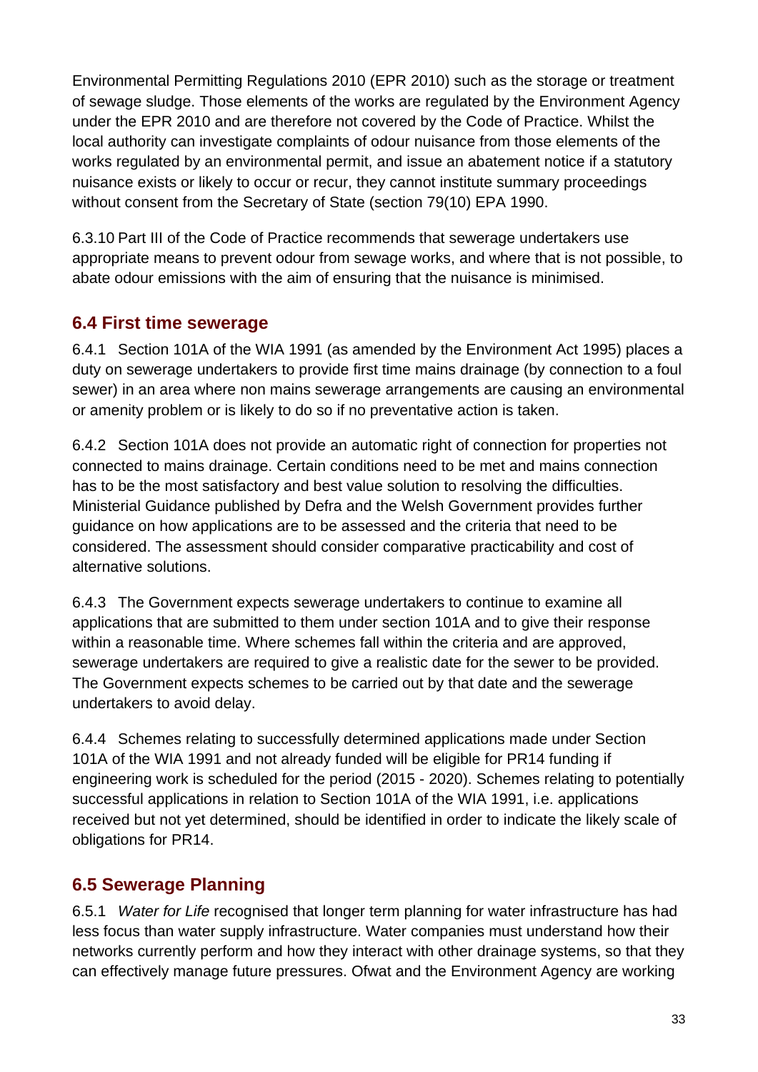Environmental Permitting Regulations 2010 (EPR 2010) such as the storage or treatment of sewage sludge. Those elements of the works are regulated by the Environment Agency under the EPR 2010 and are therefore not covered by the Code of Practice. Whilst the local authority can investigate complaints of odour nuisance from those elements of the works regulated by an environmental permit, and issue an abatement notice if a statutory nuisance exists or likely to occur or recur, they cannot institute summary proceedings without consent from the Secretary of State (section 79(10) EPA 1990.

6.3.10 Part III of the Code of Practice recommends that sewerage undertakers use appropriate means to prevent odour from sewage works, and where that is not possible, to abate odour emissions with the aim of ensuring that the nuisance is minimised.

## 6.4 First time sewerage

6.4.1 Section 101A of the WIA 1991 (as amended by the Environment Act 1995) places a duty on sewerage undertakers to provide first time mains drainage (by connection to a foul sewer) in an area where non mains sewerage arrangements are causing an environmental or amenity problem or is likely to do so if no preventative action is taken.

6.4.2 Section 101A does not provide an automatic right of connection for properties not connected to mains drainage. Certain conditions need to be met and mains connection has to be the most satisfactory and best value solution to resolving the difficulties. Ministerial Guidance published by Defra and the Welsh Government provides further guidance on how applications are to be assessed and the criteria that need to be considered. The assessment should consider comparative practicability and cost of alternative solutions.

6.4.3 The Government expects sewerage undertakers to continue to examine all applications that are submitted to them under section 101A and to give their response within a reasonable time. Where schemes fall within the criteria and are approved, sewerage undertakers are required to give a realistic date for the sewer to be provided. The Government expects schemes to be carried out by that date and the sewerage undertakers to avoid delay.

6.4.4 Schemes relating to successfully determined applications made under Section 101A of the WIA 1991 and not already funded will be eligible for PR14 funding if engineering work is scheduled for the period (2015 - 2020). Schemes relating to potentially successful applications in relation to Section 101A of the WIA 1991, i.e. applications received but not yet determined, should be identified in order to indicate the likely scale of obligations for PR14.

## 6.5 Sewerage Planning

6.5.1 *Water for Life* recognised that longer term planning for water infrastructure has had less focus than water supply infrastructure. Water companies must understand how their networks currently perform and how they interact with other drainage systems, so that they can effectively manage future pressures. Ofwat and the Environment Agency are working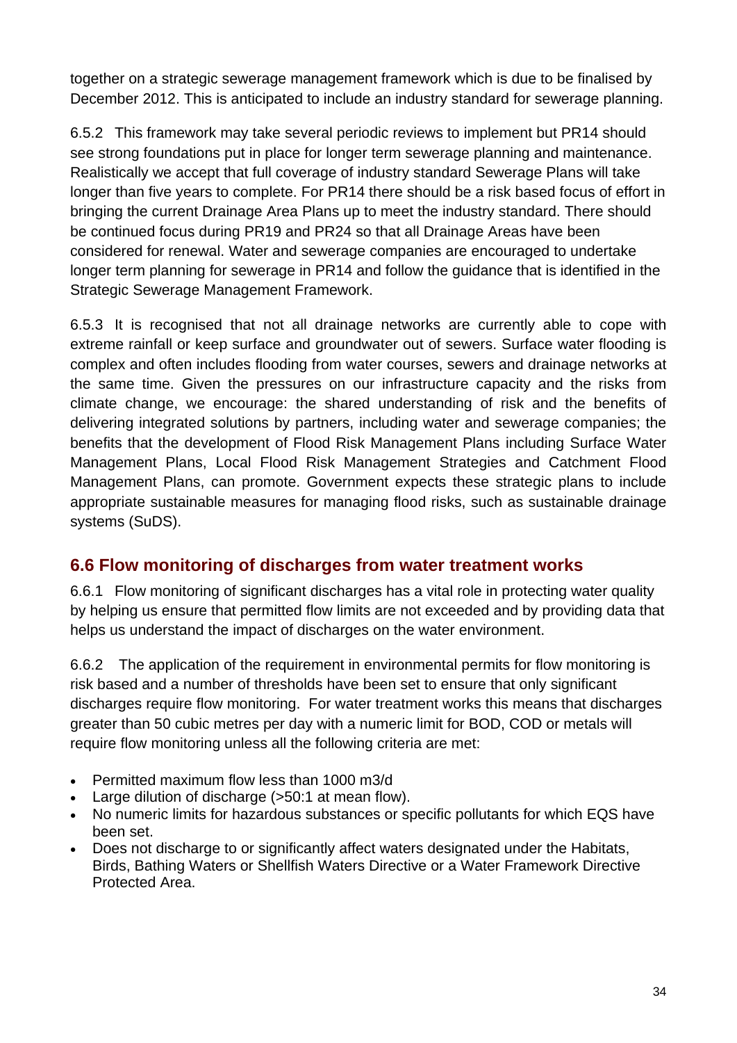together on a strategic sewerage management framework which is due to be finalised by December 2012. This is anticipated to include an industry standard for sewerage planning.

6.5.2 This framework may take several periodic reviews to implement but PR14 should see strong foundations put in place for longer term sewerage planning and maintenance. Realistically we accept that full coverage of industry standard Sewerage Plans will take longer than five years to complete. For PR14 there should be a risk based focus of effort in bringing the current Drainage Area Plans up to meet the industry standard. There should be continued focus during PR19 and PR24 so that all Drainage Areas have been considered for renewal. Water and sewerage companies are encouraged to undertake longer term planning for sewerage in PR14 and follow the guidance that is identified in the Strategic Sewerage Management Framework.

6.5.3 It is recognised that not all drainage networks are currently able to cope with extreme rainfall or keep surface and groundwater out of sewers. Surface water flooding is complex and often includes flooding from water courses, sewers and drainage networks at the same time. Given the pressures on our infrastructure capacity and the risks from climate change, we encourage: the shared understanding of risk and the benefits of delivering integrated solutions by partners, including water and sewerage companies; the benefits that the development of Flood Risk Management Plans including Surface Water Management Plans, Local Flood Risk Management Strategies and Catchment Flood Management Plans, can promote. Government expects these strategic plans to include appropriate sustainable measures for managing flood risks, such as sustainable drainage systems (SuDS).

## 6.6 Flow monitoring of discharges from water treatment works

6.6.1 Flow monitoring of significant discharges has a vital role in protecting water quality by helping us ensure that permitted flow limits are not exceeded and by providing data that helps us understand the impact of discharges on the water environment.

6.6.2 The application of the requirement in environmental permits for flow monitoring is risk based and a number of thresholds have been set to ensure that only significant discharges require flow monitoring. For water treatment works this means that discharges greater than 50 cubic metres per day with a numeric limit for BOD, COD or metals will require flow monitoring unless all the following criteria are met:

- Permitted maximum flow less than 1000 m3/d
- Large dilution of discharge (>50:1 at mean flow).
- No numeric limits for hazardous substances or specific pollutants for which EQS have been set.
- Does not discharge to or significantly affect waters designated under the Habitats, Birds, Bathing Waters or Shellfish Waters Directive or a Water Framework Directive Protected Area.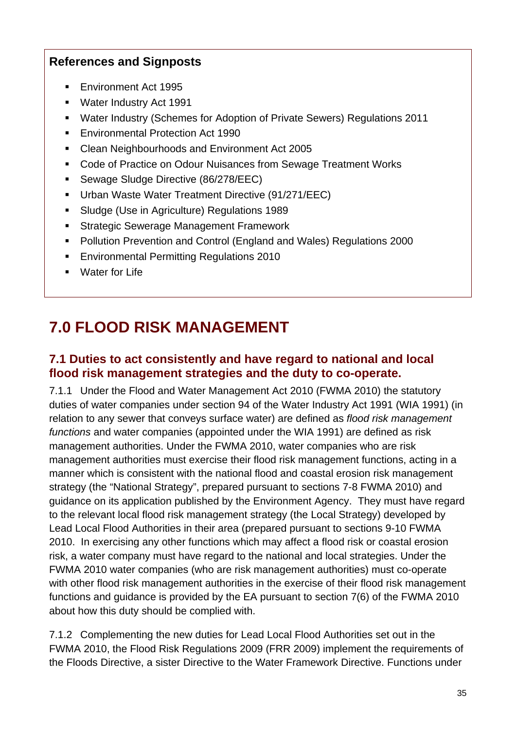**References and Signposts**

- Environment Act 1995
- Water Industry Act 1991
- Water Industry (Schemes for Adoption of Private Sewers) Regulations 2011
- Environmental Protection Act 1990
- Clean Neighbourhoods and Environment Act 2005
- Code of Practice on Odour Nuisances from Sewage Treatment Works
- Sewage Sludge Directive (86/278/EEC)
- Urban Waste Water Treatment Directive (91/271/EEC)
- Sludge (Use in Agriculture) Regulations 1989
- Strategic Sewerage Management Framework
- Pollution Prevention and Control (England and Wales) Regulations 2000
- Environmental Permitting Regulations 2010
- Water for Life

# 7.0 FLOOD RISK MANAGEMENT

## 7.1 Duties to act consistently and have regard to national and local flood risk management strategies and the duty to co-operate.

7.1.1 Under the Flood and Water Management Act 2010 (FWMA 2010) the statutory duties of water companies under section 94 of the Water Industry Act 1991 (WIA 1991) (in relation to any sewer that conveys surface water) are defined as *flood risk management functions* and water companies (appointed under the WIA 1991) are defined as risk management authorities. Under the FWMA 2010, water companies who are risk management authorities must exercise their flood risk management functions, acting in a manner which is consistent with the national flood and coastal erosion risk management strategy (the "National Strategy", prepared pursuant to sections 7-8 FWMA 2010) and guidance on its application published by the Environment Agency. They must have regard to the relevant local flood risk management strategy (the Local Strategy) developed by Lead Local Flood Authorities in their area (prepared pursuant to sections 9-10 FWMA 2010. In exercising any other functions which may affect a flood risk or coastal erosion risk, a water company must have regard to the national and local strategies. Under the FWMA 2010 water companies (who are risk management authorities) must co-operate with other flood risk management authorities in the exercise of their flood risk management functions and guidance is provided by the EA pursuant to section 7(6) of the FWMA 2010 about how this duty should be complied with.

7.1.2 Complementing the new duties for Lead Local Flood Authorities set out in the FWMA 2010, the Flood Risk Regulations 2009 (FRR 2009) implement the requirements of the Floods Directive, a sister Directive to the Water Framework Directive. Functions under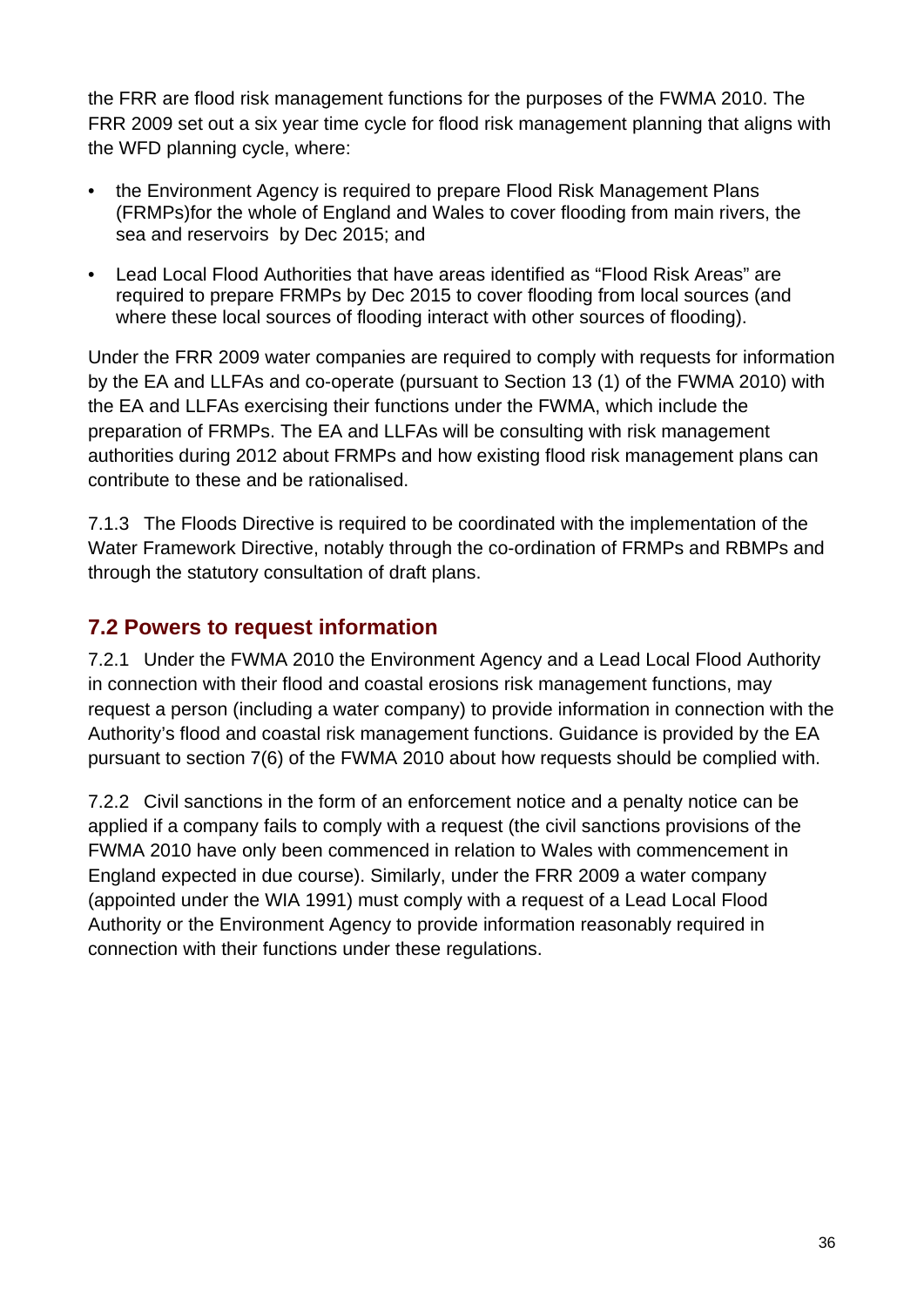the FRR are flood risk management functions for the purposes of the FWMA 2010. The FRR 2009 set out a six year time cycle for flood risk management planning that aligns with the WFD planning cycle, where:

- the Environment Agency is required to prepare Flood Risk Management Plans (FRMPs)for the whole of England and Wales to cover flooding from main rivers, the sea and reservoirs by Dec 2015; and
- Lead Local Flood Authorities that have areas identified as "Flood Risk Areas" are required to prepare FRMPs by Dec 2015 to cover flooding from local sources (and where these local sources of flooding interact with other sources of flooding).

Under the FRR 2009 water companies are required to comply with requests for information by the EA and LLFAs and co-operate (pursuant to Section 13 (1) of the FWMA 2010) with the EA and LLFAs exercising their functions under the FWMA, which include the preparation of FRMPs. The EA and LLFAs will be consulting with risk management authorities during 2012 about FRMPs and how existing flood risk management plans can contribute to these and be rationalised.

7.1.3 The Floods Directive is required to be coordinated with the implementation of the Water Framework Directive, notably through the co-ordination of FRMPs and RBMPs and through the statutory consultation of draft plans.

## 7.2 Powers to request information

7.2.1 Under the FWMA 2010 the Environment Agency and a Lead Local Flood Authority in connection with their flood and coastal erosions risk management functions, may request a person (including a water company) to provide information in connection with the Authority's flood and coastal risk management functions. Guidance is provided by the EA pursuant to section 7(6) of the FWMA 2010 about how requests should be complied with.

7.2.2 Civil sanctions in the form of an enforcement notice and a penalty notice can be applied if a company fails to comply with a request (the civil sanctions provisions of the FWMA 2010 have only been commenced in relation to Wales with commencement in England expected in due course). Similarly, under the FRR 2009 a water company (appointed under the WIA 1991) must comply with a request of a Lead Local Flood Authority or the Environment Agency to provide information reasonably required in connection with their functions under these regulations.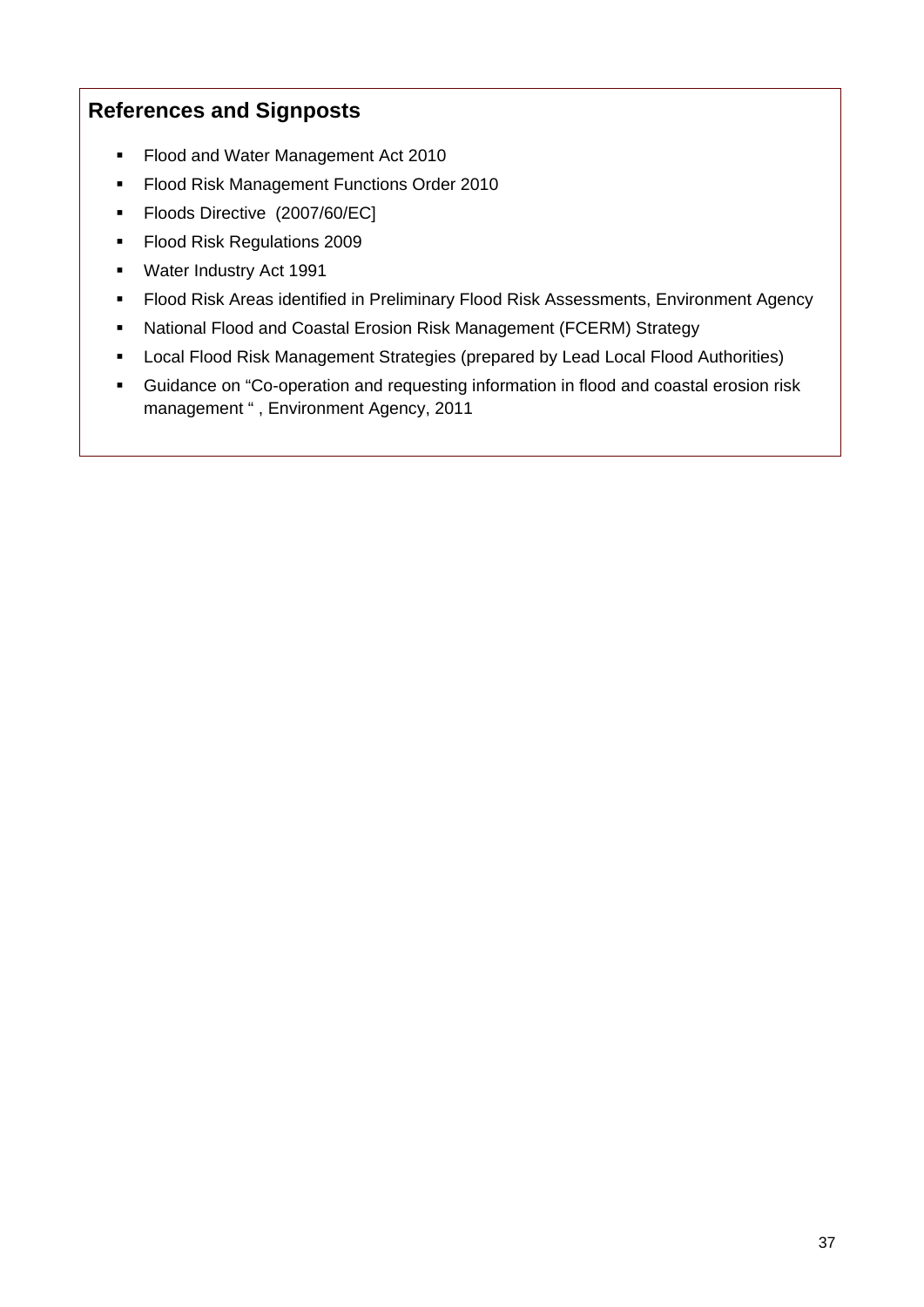## References and Signposts

- Flood and Water Management Act 2010
- Flood Risk Management Functions Order 2010
- Floods Directive (2007/60/EC]
- Flood Risk Regulations 2009
- Water Industry Act 1991
- Flood Risk Areas identified in Preliminary Flood Risk Assessments, Environment Agency
- National Flood and Coastal Erosion Risk Management (FCERM) Strategy
- Local Flood Risk Management Strategies (prepared by Lead Local Flood Authorities)
- Guidance on "Co-operation and requesting information in flood and coastal erosion risk management " , Environment Agency, 2011